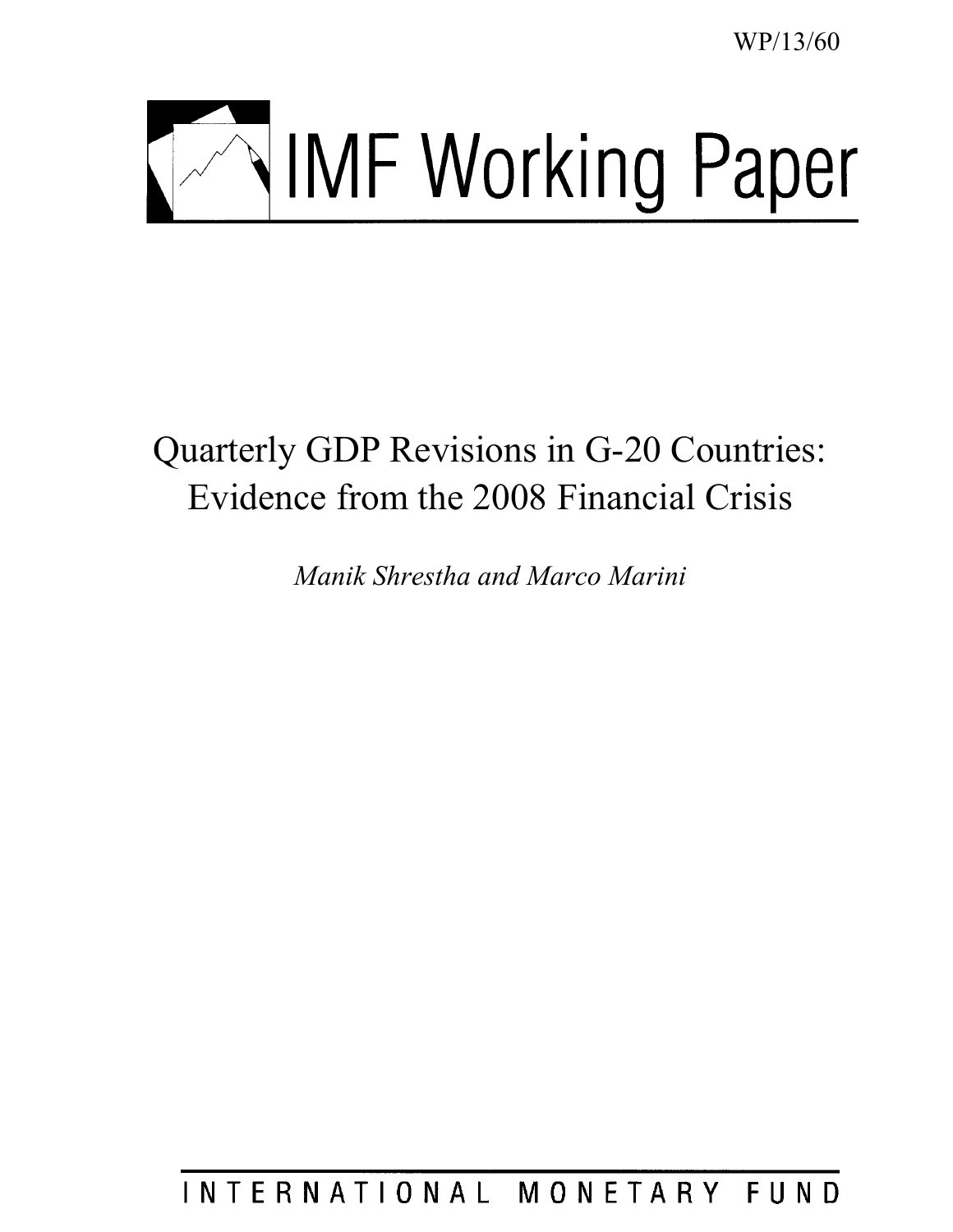WP/13/60

# IMF Working Paper

## Quarterly GDP Revisions in G-20 Countries: Evidence from the 2008 Financial Crisis

*Manik Shrestha and Marco Marini*

INTERNATIONAL MONETARY FUND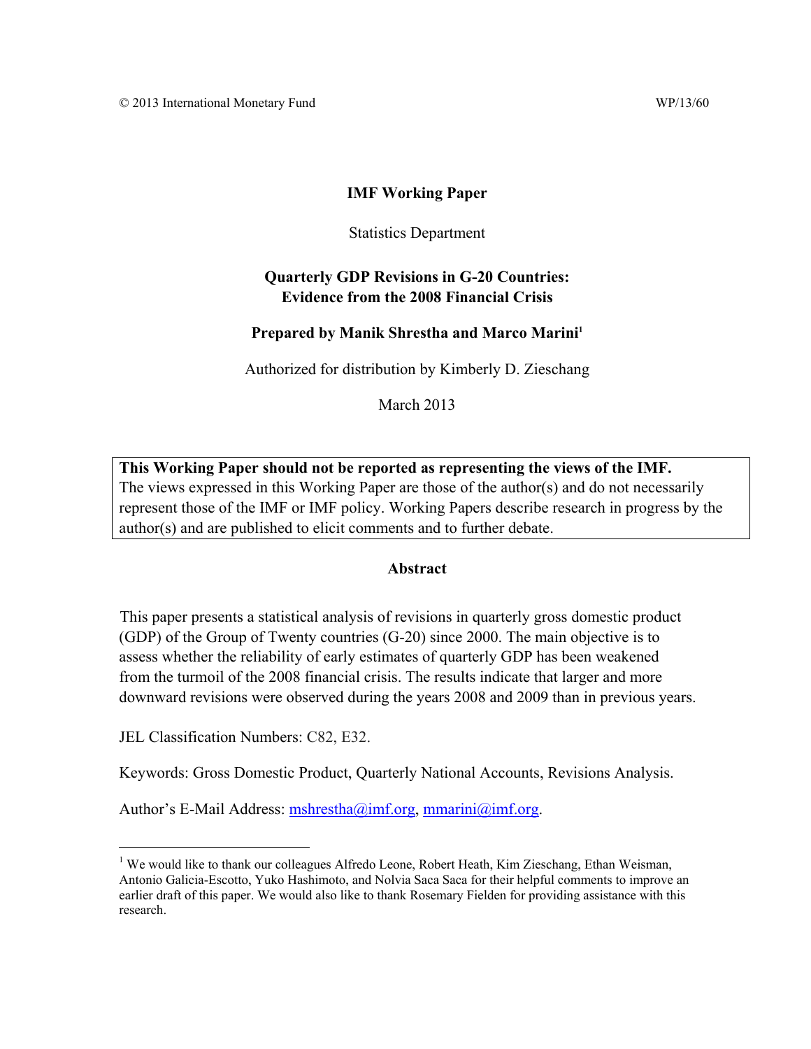© 2013 International Monetary Fund WP/13/60

**IMF Working Paper**

Statistics Department

**Quarterly GDP Revisions in G-20 Countries: Evidence from the 2008 Financial Crisis**

**Prepared by Manik Shrestha and Marco Marini[1]**

Authorized for distribution by Kimberly D. Zieschang

March 2013

**This Working Paper should not be reported as representing the views of the IMF.**
The views expressed in this Working Paper are those of the author(s) and do not necessarily represent those of the IMF or IMF policy. Working Papers describe research in progress by the author(s) and are published to elicit comments and to further debate.

**Abstract**

This paper presents a statistical analysis of revisions in quarterly gross domestic product (GDP) of the Group of Twenty countries (G-20) since 2000. The main objective is to assess whether the reliability of early estimates of quarterly GDP has been weakened from the turmoil of the 2008 financial crisis. The results indicate that larger and more downward revisions were observed during the years 2008 and 2009 than in previous years.

JEL Classification Numbers: C82, E32.

Keywords: Gross Domestic Product, Quarterly National Accounts, Revisions Analysis.

Author's E-Mail Address: mshrestha@imf.org, mmarini@imf.org.

[1] We would like to thank our colleagues Alfredo Leone, Robert Heath, Kim Zieschang, Ethan Weisman, Antonio Galicia-Escotto, Yuko Hashimoto, and Nolvia Saca Saca for their helpful comments to improve an earlier draft of this paper. We would also like to thank Rosemary Fielden for providing assistance with this research.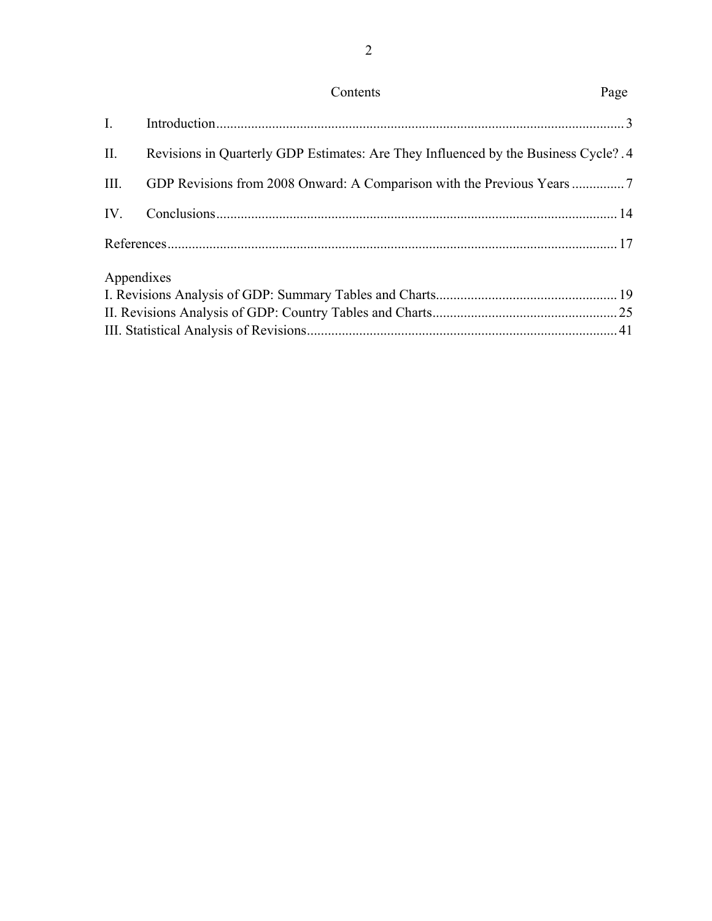## Contents

| | | Page |
|---|---|---|
| I. | Introduction | 3 |
| II. | Revisions in Quarterly GDP Estimates: Are They Influenced by the Business Cycle? | 4 |
| III. | GDP Revisions from 2008 Onward: A Comparison with the Previous Years | 7 |
| IV. | Conclusions | 14 |
| References | | 17 |

Appendixes

| | Page |
|---|---|
| I. Revisions Analysis of GDP: Summary Tables and Charts | 19 |
| II. Revisions Analysis of GDP: Country Tables and Charts | 25 |
| III. Statistical Analysis of Revisions | 41 |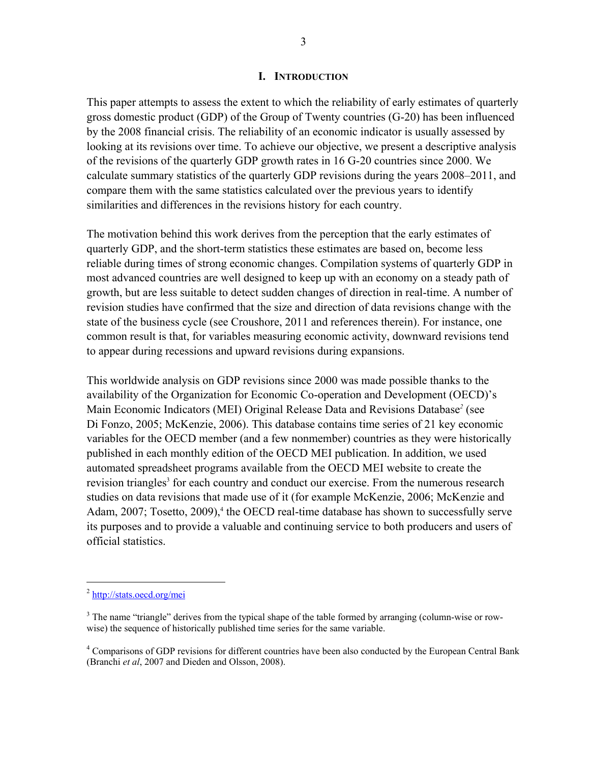# I. INTRODUCTION

This paper attempts to assess the extent to which the reliability of early estimates of quarterly gross domestic product (GDP) of the Group of Twenty countries (G-20) has been influenced by the 2008 financial crisis. The reliability of an economic indicator is usually assessed by looking at its revisions over time. To achieve our objective, we present a descriptive analysis of the revisions of the quarterly GDP growth rates in 16 G-20 countries since 2000. We calculate summary statistics of the quarterly GDP revisions during the years 2008–2011, and compare them with the same statistics calculated over the previous years to identify similarities and differences in the revisions history for each country.

The motivation behind this work derives from the perception that the early estimates of quarterly GDP, and the short-term statistics these estimates are based on, become less reliable during times of strong economic changes. Compilation systems of quarterly GDP in most advanced countries are well designed to keep up with an economy on a steady path of growth, but are less suitable to detect sudden changes of direction in real-time. A number of revision studies have confirmed that the size and direction of data revisions change with the state of the business cycle (see Croushore, 2011 and references therein). For instance, one common result is that, for variables measuring economic activity, downward revisions tend to appear during recessions and upward revisions during expansions.

This worldwide analysis on GDP revisions since 2000 was made possible thanks to the availability of the Organization for Economic Co-operation and Development (OECD)'s Main Economic Indicators (MEI) Original Release Data and Revisions Database[2] (see Di Fonzo, 2005; McKenzie, 2006). This database contains time series of 21 key economic variables for the OECD member (and a few nonmember) countries as they were historically published in each monthly edition of the OECD MEI publication. In addition, we used automated spreadsheet programs available from the OECD MEI website to create the revision triangles[3] for each country and conduct our exercise. From the numerous research studies on data revisions that made use of it (for example McKenzie, 2006; McKenzie and Adam, 2007; Tosetto, 2009),[4] the OECD real-time database has shown to successfully serve its purposes and to provide a valuable and continuing service to both producers and users of official statistics.

---

[2] http://stats.oecd.org/mei

[3] The name "triangle" derives from the typical shape of the table formed by arranging (column-wise or row-wise) the sequence of historically published time series for the same variable.

[4] Comparisons of GDP revisions for different countries have been also conducted by the European Central Bank (Branchi *et al*, 2007 and Dieden and Olsson, 2008).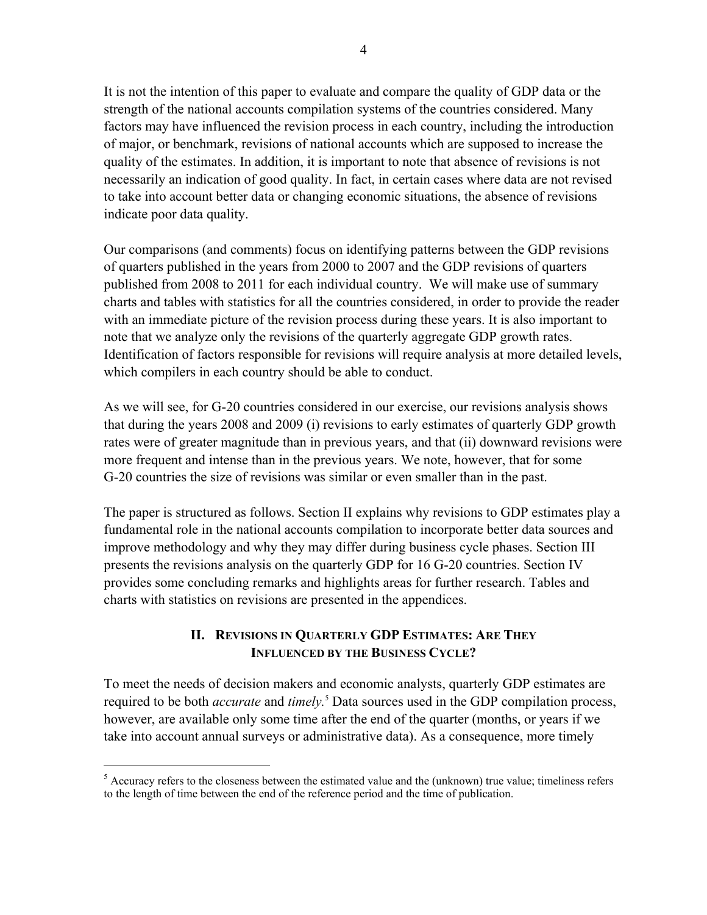It is not the intention of this paper to evaluate and compare the quality of GDP data or the strength of the national accounts compilation systems of the countries considered. Many factors may have influenced the revision process in each country, including the introduction of major, or benchmark, revisions of national accounts which are supposed to increase the quality of the estimates. In addition, it is important to note that absence of revisions is not necessarily an indication of good quality. In fact, in certain cases where data are not revised to take into account better data or changing economic situations, the absence of revisions indicate poor data quality.

Our comparisons (and comments) focus on identifying patterns between the GDP revisions of quarters published in the years from 2000 to 2007 and the GDP revisions of quarters published from 2008 to 2011 for each individual country. We will make use of summary charts and tables with statistics for all the countries considered, in order to provide the reader with an immediate picture of the revision process during these years. It is also important to note that we analyze only the revisions of the quarterly aggregate GDP growth rates. Identification of factors responsible for revisions will require analysis at more detailed levels, which compilers in each country should be able to conduct.

As we will see, for G-20 countries considered in our exercise, our revisions analysis shows that during the years 2008 and 2009 (i) revisions to early estimates of quarterly GDP growth rates were of greater magnitude than in previous years, and that (ii) downward revisions were more frequent and intense than in the previous years. We note, however, that for some G-20 countries the size of revisions was similar or even smaller than in the past.

The paper is structured as follows. Section II explains why revisions to GDP estimates play a fundamental role in the national accounts compilation to incorporate better data sources and improve methodology and why they may differ during business cycle phases. Section III presents the revisions analysis on the quarterly GDP for 16 G-20 countries. Section IV provides some concluding remarks and highlights areas for further research. Tables and charts with statistics on revisions are presented in the appendices.

## II. Revisions in Quarterly GDP Estimates: Are They Influenced by the Business Cycle?

To meet the needs of decision makers and economic analysts, quarterly GDP estimates are required to be both *accurate* and *timely.*[5] Data sources used in the GDP compilation process, however, are available only some time after the end of the quarter (months, or years if we take into account annual surveys or administrative data). As a consequence, more timely

---

[5] Accuracy refers to the closeness between the estimated value and the (unknown) true value; timeliness refers to the length of time between the end of the reference period and the time of publication.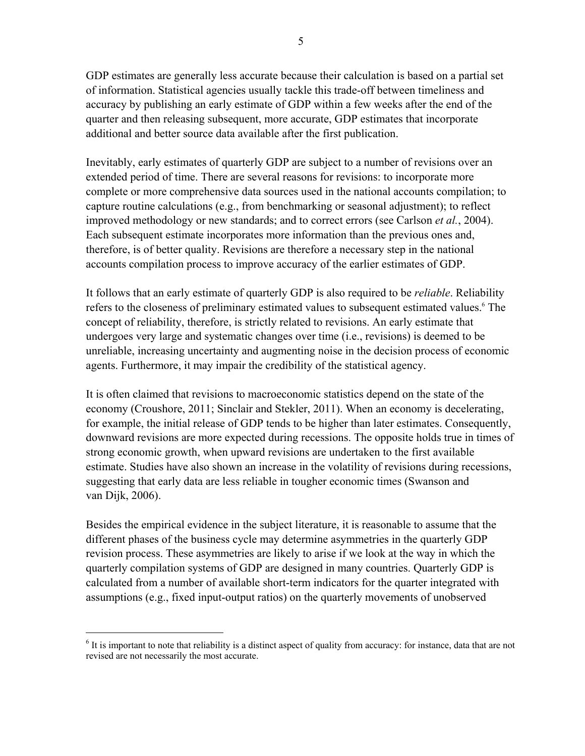GDP estimates are generally less accurate because their calculation is based on a partial set of information. Statistical agencies usually tackle this trade-off between timeliness and accuracy by publishing an early estimate of GDP within a few weeks after the end of the quarter and then releasing subsequent, more accurate, GDP estimates that incorporate additional and better source data available after the first publication.

Inevitably, early estimates of quarterly GDP are subject to a number of revisions over an extended period of time. There are several reasons for revisions: to incorporate more complete or more comprehensive data sources used in the national accounts compilation; to capture routine calculations (e.g., from benchmarking or seasonal adjustment); to reflect improved methodology or new standards; and to correct errors (see Carlson *et al.*, 2004). Each subsequent estimate incorporates more information than the previous ones and, therefore, is of better quality. Revisions are therefore a necessary step in the national accounts compilation process to improve accuracy of the earlier estimates of GDP.

It follows that an early estimate of quarterly GDP is also required to be *reliable*. Reliability refers to the closeness of preliminary estimated values to subsequent estimated values.[6] The concept of reliability, therefore, is strictly related to revisions. An early estimate that undergoes very large and systematic changes over time (i.e., revisions) is deemed to be unreliable, increasing uncertainty and augmenting noise in the decision process of economic agents. Furthermore, it may impair the credibility of the statistical agency.

It is often claimed that revisions to macroeconomic statistics depend on the state of the economy (Croushore, 2011; Sinclair and Stekler, 2011). When an economy is decelerating, for example, the initial release of GDP tends to be higher than later estimates. Consequently, downward revisions are more expected during recessions. The opposite holds true in times of strong economic growth, when upward revisions are undertaken to the first available estimate. Studies have also shown an increase in the volatility of revisions during recessions, suggesting that early data are less reliable in tougher economic times (Swanson and van Dijk, 2006).

Besides the empirical evidence in the subject literature, it is reasonable to assume that the different phases of the business cycle may determine asymmetries in the quarterly GDP revision process. These asymmetries are likely to arise if we look at the way in which the quarterly compilation systems of GDP are designed in many countries. Quarterly GDP is calculated from a number of available short-term indicators for the quarter integrated with assumptions (e.g., fixed input-output ratios) on the quarterly movements of unobserved

[6] It is important to note that reliability is a distinct aspect of quality from accuracy: for instance, data that are not revised are not necessarily the most accurate.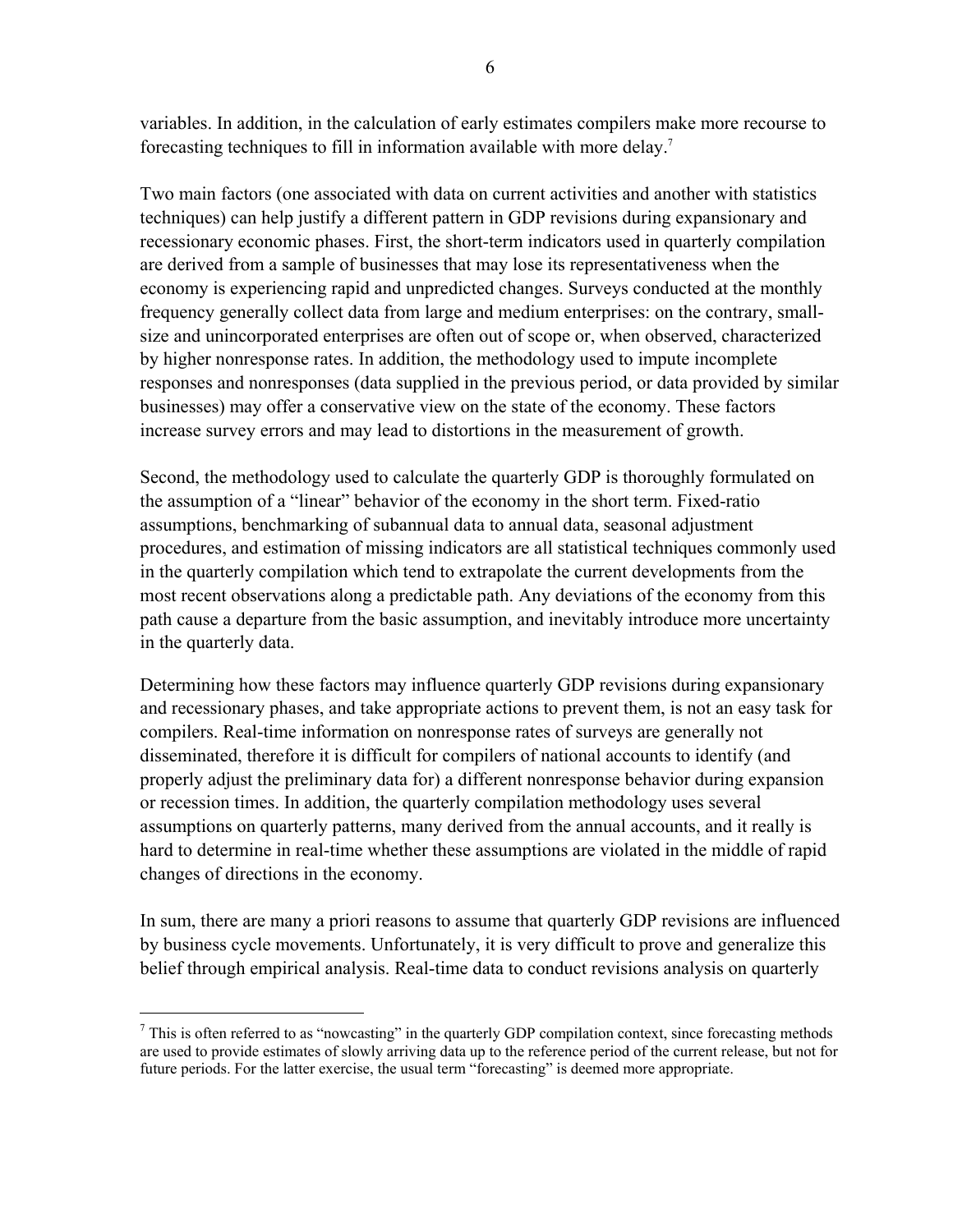variables. In addition, in the calculation of early estimates compilers make more recourse to forecasting techniques to fill in information available with more delay.[7]

Two main factors (one associated with data on current activities and another with statistics techniques) can help justify a different pattern in GDP revisions during expansionary and recessionary economic phases. First, the short-term indicators used in quarterly compilation are derived from a sample of businesses that may lose its representativeness when the economy is experiencing rapid and unpredicted changes. Surveys conducted at the monthly frequency generally collect data from large and medium enterprises: on the contrary, small-size and unincorporated enterprises are often out of scope or, when observed, characterized by higher nonresponse rates. In addition, the methodology used to impute incomplete responses and nonresponses (data supplied in the previous period, or data provided by similar businesses) may offer a conservative view on the state of the economy. These factors increase survey errors and may lead to distortions in the measurement of growth.

Second, the methodology used to calculate the quarterly GDP is thoroughly formulated on the assumption of a "linear" behavior of the economy in the short term. Fixed-ratio assumptions, benchmarking of subannual data to annual data, seasonal adjustment procedures, and estimation of missing indicators are all statistical techniques commonly used in the quarterly compilation which tend to extrapolate the current developments from the most recent observations along a predictable path. Any deviations of the economy from this path cause a departure from the basic assumption, and inevitably introduce more uncertainty in the quarterly data.

Determining how these factors may influence quarterly GDP revisions during expansionary and recessionary phases, and take appropriate actions to prevent them, is not an easy task for compilers. Real-time information on nonresponse rates of surveys are generally not disseminated, therefore it is difficult for compilers of national accounts to identify (and properly adjust the preliminary data for) a different nonresponse behavior during expansion or recession times. In addition, the quarterly compilation methodology uses several assumptions on quarterly patterns, many derived from the annual accounts, and it really is hard to determine in real-time whether these assumptions are violated in the middle of rapid changes of directions in the economy.

In sum, there are many a priori reasons to assume that quarterly GDP revisions are influenced by business cycle movements. Unfortunately, it is very difficult to prove and generalize this belief through empirical analysis. Real-time data to conduct revisions analysis on quarterly

[7] This is often referred to as "nowcasting" in the quarterly GDP compilation context, since forecasting methods are used to provide estimates of slowly arriving data up to the reference period of the current release, but not for future periods. For the latter exercise, the usual term "forecasting" is deemed more appropriate.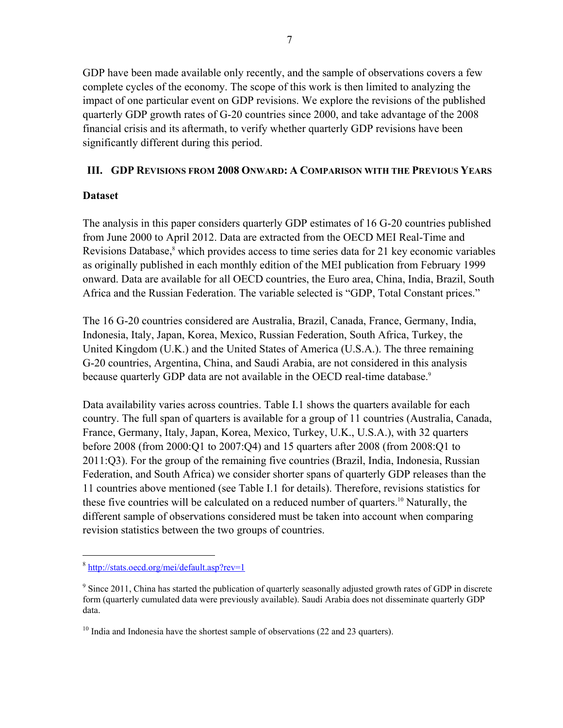GDP have been made available only recently, and the sample of observations covers a few complete cycles of the economy. The scope of this work is then limited to analyzing the impact of one particular event on GDP revisions. We explore the revisions of the published quarterly GDP growth rates of G-20 countries since 2000, and take advantage of the 2008 financial crisis and its aftermath, to verify whether quarterly GDP revisions have been significantly different during this period.

## III. GDP Revisions from 2008 Onward: A Comparison with the Previous Years

### Dataset

The analysis in this paper considers quarterly GDP estimates of 16 G-20 countries published from June 2000 to April 2012. Data are extracted from the OECD MEI Real-Time and Revisions Database,[8] which provides access to time series data for 21 key economic variables as originally published in each monthly edition of the MEI publication from February 1999 onward. Data are available for all OECD countries, the Euro area, China, India, Brazil, South Africa and the Russian Federation. The variable selected is "GDP, Total Constant prices."

The 16 G-20 countries considered are Australia, Brazil, Canada, France, Germany, India, Indonesia, Italy, Japan, Korea, Mexico, Russian Federation, South Africa, Turkey, the United Kingdom (U.K.) and the United States of America (U.S.A.). The three remaining G-20 countries, Argentina, China, and Saudi Arabia, are not considered in this analysis because quarterly GDP data are not available in the OECD real-time database.[9]

Data availability varies across countries. Table I.1 shows the quarters available for each country. The full span of quarters is available for a group of 11 countries (Australia, Canada, France, Germany, Italy, Japan, Korea, Mexico, Turkey, U.K., U.S.A.), with 32 quarters before 2008 (from 2000:Q1 to 2007:Q4) and 15 quarters after 2008 (from 2008:Q1 to 2011:Q3). For the group of the remaining five countries (Brazil, India, Indonesia, Russian Federation, and South Africa) we consider shorter spans of quarterly GDP releases than the 11 countries above mentioned (see Table I.1 for details). Therefore, revisions statistics for these five countries will be calculated on a reduced number of quarters.[10] Naturally, the different sample of observations considered must be taken into account when comparing revision statistics between the two groups of countries.

---

[8] http://stats.oecd.org/mei/default.asp?rev=1

[9] Since 2011, China has started the publication of quarterly seasonally adjusted growth rates of GDP in discrete form (quarterly cumulated data were previously available). Saudi Arabia does not disseminate quarterly GDP data.

[10] India and Indonesia have the shortest sample of observations (22 and 23 quarters).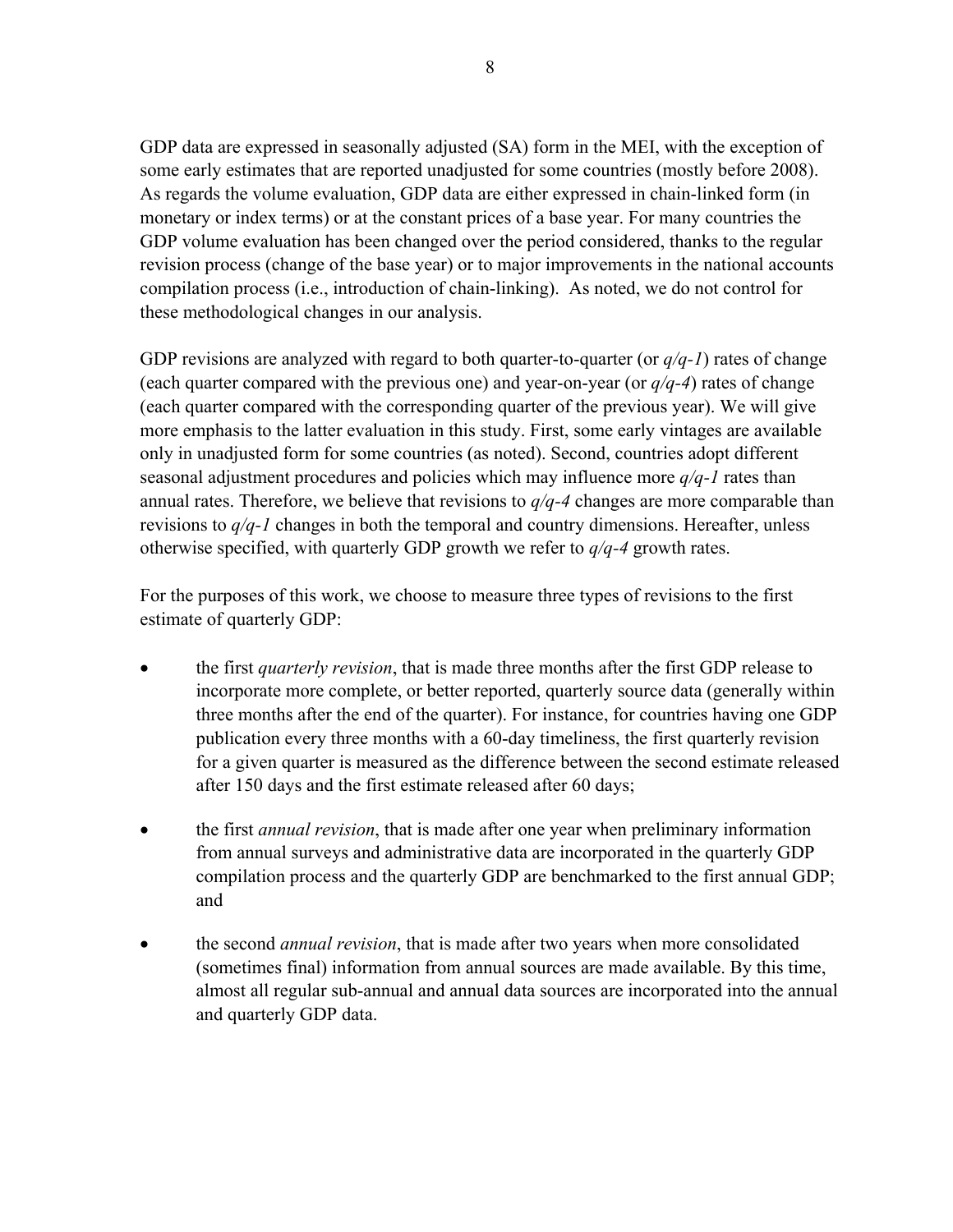GDP data are expressed in seasonally adjusted (SA) form in the MEI, with the exception of some early estimates that are reported unadjusted for some countries (mostly before 2008). As regards the volume evaluation, GDP data are either expressed in chain-linked form (in monetary or index terms) or at the constant prices of a base year. For many countries the GDP volume evaluation has been changed over the period considered, thanks to the regular revision process (change of the base year) or to major improvements in the national accounts compilation process (i.e., introduction of chain-linking). As noted, we do not control for these methodological changes in our analysis.

GDP revisions are analyzed with regard to both quarter-to-quarter (or *q/q-1*) rates of change (each quarter compared with the previous one) and year-on-year (or *q/q-4*) rates of change (each quarter compared with the corresponding quarter of the previous year). We will give more emphasis to the latter evaluation in this study. First, some early vintages are available only in unadjusted form for some countries (as noted). Second, countries adopt different seasonal adjustment procedures and policies which may influence more *q/q-1* rates than annual rates. Therefore, we believe that revisions to *q/q-4* changes are more comparable than revisions to *q/q-1* changes in both the temporal and country dimensions. Hereafter, unless otherwise specified, with quarterly GDP growth we refer to *q/q-4* growth rates.

For the purposes of this work, we choose to measure three types of revisions to the first estimate of quarterly GDP:

- the first *quarterly revision*, that is made three months after the first GDP release to incorporate more complete, or better reported, quarterly source data (generally within three months after the end of the quarter). For instance, for countries having one GDP publication every three months with a 60-day timeliness, the first quarterly revision for a given quarter is measured as the difference between the second estimate released after 150 days and the first estimate released after 60 days;

- the first *annual revision*, that is made after one year when preliminary information from annual surveys and administrative data are incorporated in the quarterly GDP compilation process and the quarterly GDP are benchmarked to the first annual GDP; and

- the second *annual revision*, that is made after two years when more consolidated (sometimes final) information from annual sources are made available. By this time, almost all regular sub-annual and annual data sources are incorporated into the annual and quarterly GDP data.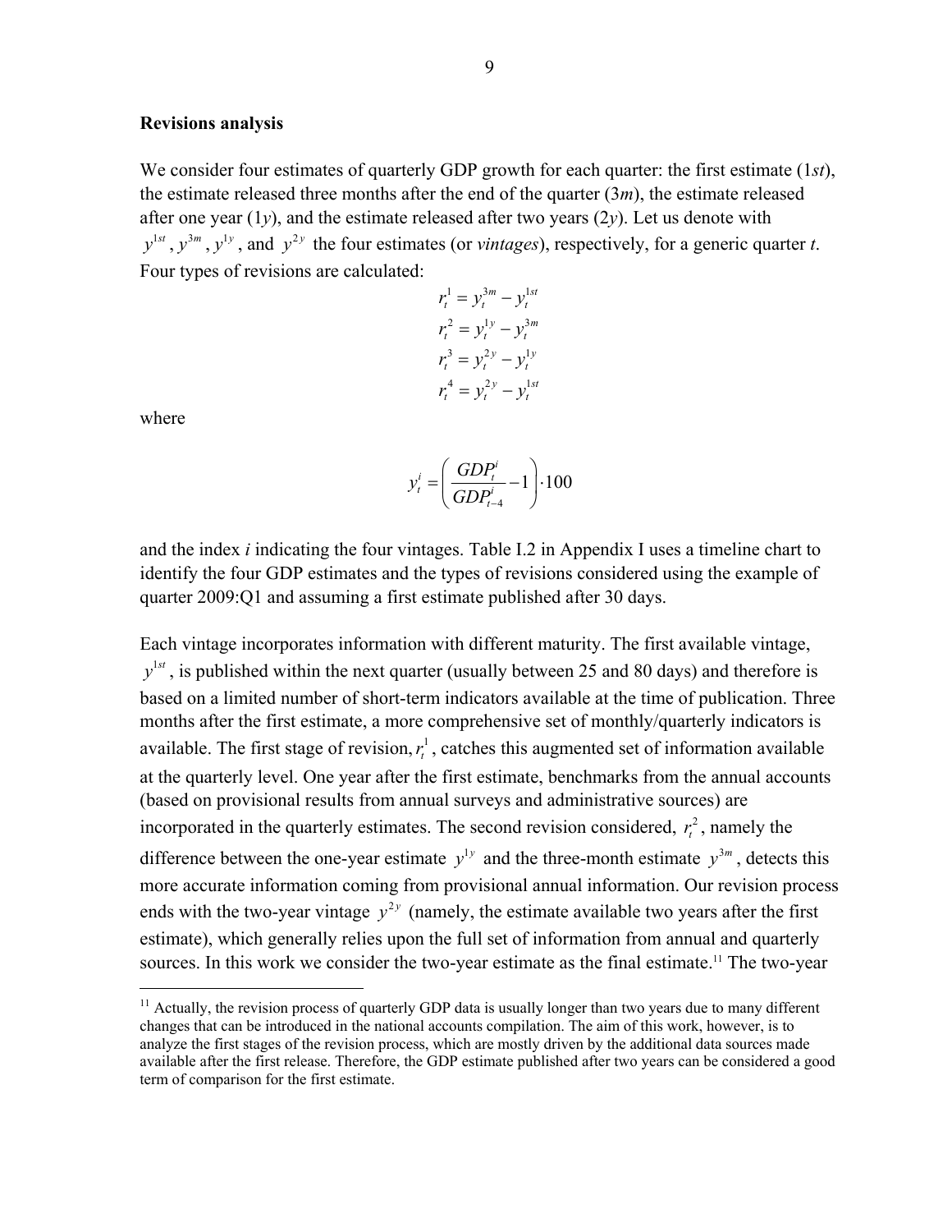**Revisions analysis**

We consider four estimates of quarterly GDP growth for each quarter: the first estimate (1*st*), the estimate released three months after the end of the quarter (3*m*), the estimate released after one year (1*y*), and the estimate released after two years (2*y*). Let us denote with $y^{1st}$, $y^{3m}$, $y^{1y}$, and $y^{2y}$ the four estimates (or *vintages*), respectively, for a generic quarter *t*. Four types of revisions are calculated:

$$r_t^1 = y_t^{3m} - y_t^{1st}$$
$$r_t^2 = y_t^{1y} - y_t^{3m}$$
$$r_t^3 = y_t^{2y} - y_t^{1y}$$
$$r_t^4 = y_t^{2y} - y_t^{1st}$$

where

$$y_t^i = \left( \frac{GDP_t^i}{GDP_{t-4}^i} - 1 \right) \cdot 100$$

and the index *i* indicating the four vintages. Table I.2 in Appendix I uses a timeline chart to identify the four GDP estimates and the types of revisions considered using the example of quarter 2009:Q1 and assuming a first estimate published after 30 days.

Each vintage incorporates information with different maturity. The first available vintage, $y^{1st}$, is published within the next quarter (usually between 25 and 80 days) and therefore is based on a limited number of short-term indicators available at the time of publication. Three months after the first estimate, a more comprehensive set of monthly/quarterly indicators is available. The first stage of revision, $r_t^1$, catches this augmented set of information available at the quarterly level. One year after the first estimate, benchmarks from the annual accounts (based on provisional results from annual surveys and administrative sources) are incorporated in the quarterly estimates. The second revision considered, $r_t^2$, namely the difference between the one-year estimate $y^{1y}$ and the three-month estimate $y^{3m}$, detects this more accurate information coming from provisional annual information. Our revision process ends with the two-year vintage $y^{2y}$ (namely, the estimate available two years after the first estimate), which generally relies upon the full set of information from annual and quarterly sources. In this work we consider the two-year estimate as the final estimate.[11] The two-year

[11] Actually, the revision process of quarterly GDP data is usually longer than two years due to many different changes that can be introduced in the national accounts compilation. The aim of this work, however, is to analyze the first stages of the revision process, which are mostly driven by the additional data sources made available after the first release. Therefore, the GDP estimate published after two years can be considered a good term of comparison for the first estimate.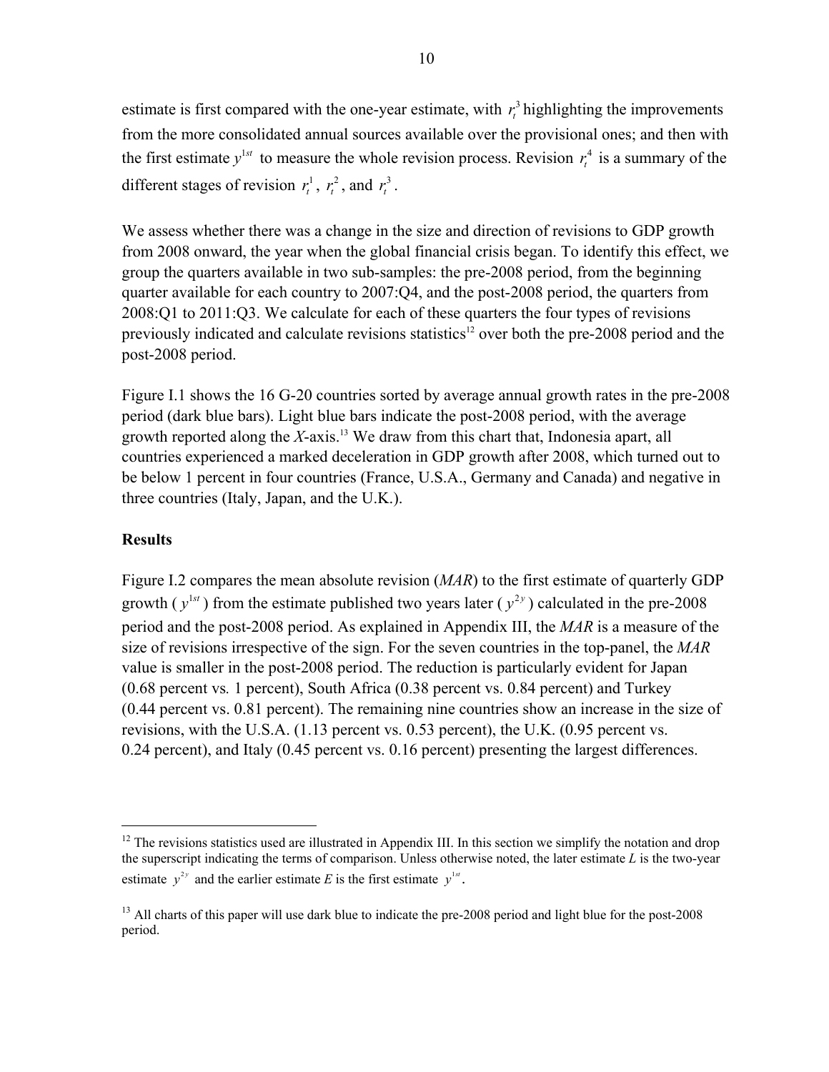estimate is first compared with the one-year estimate, with $r_t^3$ highlighting the improvements from the more consolidated annual sources available over the provisional ones; and then with the first estimate $y^{1st}$ to measure the whole revision process. Revision $r_t^4$ is a summary of the different stages of revision $r_t^1$, $r_t^2$, and $r_t^3$.

We assess whether there was a change in the size and direction of revisions to GDP growth from 2008 onward, the year when the global financial crisis began. To identify this effect, we group the quarters available in two sub-samples: the pre-2008 period, from the beginning quarter available for each country to 2007:Q4, and the post-2008 period, the quarters from 2008:Q1 to 2011:Q3. We calculate for each of these quarters the four types of revisions previously indicated and calculate revisions statistics[12] over both the pre-2008 period and the post-2008 period.

Figure I.1 shows the 16 G-20 countries sorted by average annual growth rates in the pre-2008 period (dark blue bars). Light blue bars indicate the post-2008 period, with the average growth reported along the *X*-axis.[13] We draw from this chart that, Indonesia apart, all countries experienced a marked deceleration in GDP growth after 2008, which turned out to be below 1 percent in four countries (France, U.S.A., Germany and Canada) and negative in three countries (Italy, Japan, and the U.K.).

**Results**

Figure I.2 compares the mean absolute revision (*MAR*) to the first estimate of quarterly GDP growth ( $y^{1st}$ ) from the estimate published two years later ( $y^{2y}$ ) calculated in the pre-2008 period and the post-2008 period. As explained in Appendix III, the *MAR* is a measure of the size of revisions irrespective of the sign. For the seven countries in the top-panel, the *MAR* value is smaller in the post-2008 period. The reduction is particularly evident for Japan (0.68 percent vs. 1 percent), South Africa (0.38 percent vs. 0.84 percent) and Turkey (0.44 percent vs. 0.81 percent). The remaining nine countries show an increase in the size of revisions, with the U.S.A. (1.13 percent vs. 0.53 percent), the U.K. (0.95 percent vs. 0.24 percent), and Italy (0.45 percent vs. 0.16 percent) presenting the largest differences.

---

[12] The revisions statistics used are illustrated in Appendix III. In this section we simplify the notation and drop the superscript indicating the terms of comparison. Unless otherwise noted, the later estimate *L* is the two-year estimate $y^{2y}$ and the earlier estimate *E* is the first estimate $y^{1st}$.

[13] All charts of this paper will use dark blue to indicate the pre-2008 period and light blue for the post-2008 period.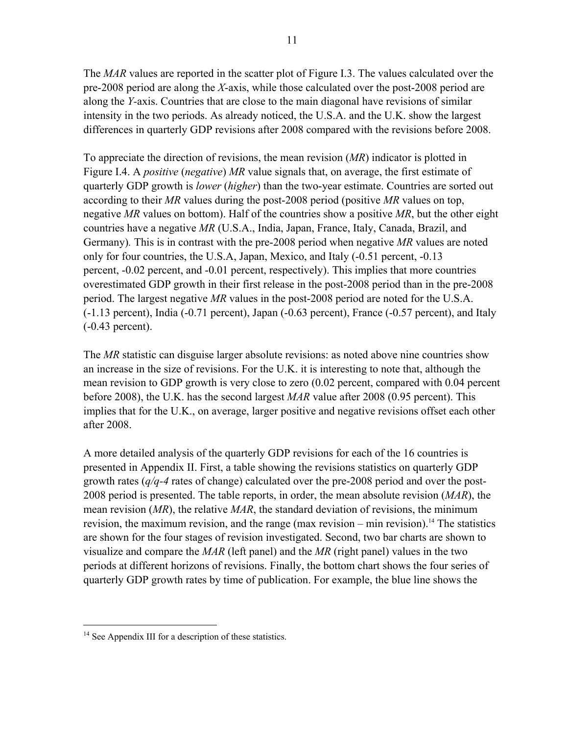The *MAR* values are reported in the scatter plot of Figure I.3. The values calculated over the pre-2008 period are along the *X*-axis, while those calculated over the post-2008 period are along the *Y*-axis. Countries that are close to the main diagonal have revisions of similar intensity in the two periods. As already noticed, the U.S.A. and the U.K. show the largest differences in quarterly GDP revisions after 2008 compared with the revisions before 2008.

To appreciate the direction of revisions, the mean revision (*MR*) indicator is plotted in Figure I.4. A *positive* (*negative*) *MR* value signals that, on average, the first estimate of quarterly GDP growth is *lower* (*higher*) than the two-year estimate. Countries are sorted out according to their *MR* values during the post-2008 period (positive *MR* values on top, negative *MR* values on bottom). Half of the countries show a positive *MR*, but the other eight countries have a negative *MR* (U.S.A., India, Japan, France, Italy, Canada, Brazil, and Germany). This is in contrast with the pre-2008 period when negative *MR* values are noted only for four countries, the U.S.A, Japan, Mexico, and Italy (-0.51 percent, -0.13 percent, -0.02 percent, and -0.01 percent, respectively). This implies that more countries overestimated GDP growth in their first release in the post-2008 period than in the pre-2008 period. The largest negative *MR* values in the post-2008 period are noted for the U.S.A. (-1.13 percent), India (-0.71 percent), Japan (-0.63 percent), France (-0.57 percent), and Italy (-0.43 percent).

The *MR* statistic can disguise larger absolute revisions: as noted above nine countries show an increase in the size of revisions. For the U.K. it is interesting to note that, although the mean revision to GDP growth is very close to zero (0.02 percent, compared with 0.04 percent before 2008), the U.K. has the second largest *MAR* value after 2008 (0.95 percent). This implies that for the U.K., on average, larger positive and negative revisions offset each other after 2008.

A more detailed analysis of the quarterly GDP revisions for each of the 16 countries is presented in Appendix II. First, a table showing the revisions statistics on quarterly GDP growth rates (*q/q-4* rates of change) calculated over the pre-2008 period and over the post-2008 period is presented. The table reports, in order, the mean absolute revision (*MAR*), the mean revision (*MR*), the relative *MAR*, the standard deviation of revisions, the minimum revision, the maximum revision, and the range (max revision – min revision).[14] The statistics are shown for the four stages of revision investigated. Second, two bar charts are shown to visualize and compare the *MAR* (left panel) and the *MR* (right panel) values in the two periods at different horizons of revisions. Finally, the bottom chart shows the four series of quarterly GDP growth rates by time of publication. For example, the blue line shows the

[14] See Appendix III for a description of these statistics.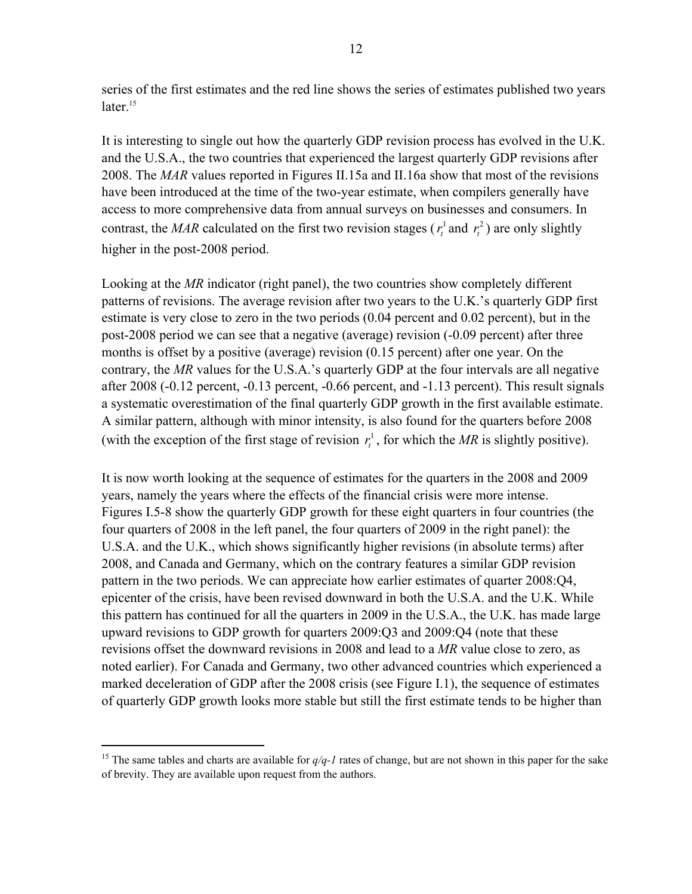series of the first estimates and the red line shows the series of estimates published two years later.[15]

It is interesting to single out how the quarterly GDP revision process has evolved in the U.K. and the U.S.A., the two countries that experienced the largest quarterly GDP revisions after 2008. The *MAR* values reported in Figures II.15a and II.16a show that most of the revisions have been introduced at the time of the two-year estimate, when compilers generally have access to more comprehensive data from annual surveys on businesses and consumers. In contrast, the *MAR* calculated on the first two revision stages ($r_t^1$ and $r_t^2$) are only slightly higher in the post-2008 period.

Looking at the *MR* indicator (right panel), the two countries show completely different patterns of revisions. The average revision after two years to the U.K.'s quarterly GDP first estimate is very close to zero in the two periods (0.04 percent and 0.02 percent), but in the post-2008 period we can see that a negative (average) revision (-0.09 percent) after three months is offset by a positive (average) revision (0.15 percent) after one year. On the contrary, the *MR* values for the U.S.A.'s quarterly GDP at the four intervals are all negative after 2008 (-0.12 percent, -0.13 percent, -0.66 percent, and -1.13 percent). This result signals a systematic overestimation of the final quarterly GDP growth in the first available estimate. A similar pattern, although with minor intensity, is also found for the quarters before 2008 (with the exception of the first stage of revision $r_t^1$, for which the *MR* is slightly positive).

It is now worth looking at the sequence of estimates for the quarters in the 2008 and 2009 years, namely the years where the effects of the financial crisis were more intense. Figures I.5-8 show the quarterly GDP growth for these eight quarters in four countries (the four quarters of 2008 in the left panel, the four quarters of 2009 in the right panel): the U.S.A. and the U.K., which shows significantly higher revisions (in absolute terms) after 2008, and Canada and Germany, which on the contrary features a similar GDP revision pattern in the two periods. We can appreciate how earlier estimates of quarter 2008:Q4, epicenter of the crisis, have been revised downward in both the U.S.A. and the U.K. While this pattern has continued for all the quarters in 2009 in the U.S.A., the U.K. has made large upward revisions to GDP growth for quarters 2009:Q3 and 2009:Q4 (note that these revisions offset the downward revisions in 2008 and lead to a *MR* value close to zero, as noted earlier). For Canada and Germany, two other advanced countries which experienced a marked deceleration of GDP after the 2008 crisis (see Figure I.1), the sequence of estimates of quarterly GDP growth looks more stable but still the first estimate tends to be higher than

[15] The same tables and charts are available for *q/q-1* rates of change, but are not shown in this paper for the sake of brevity. They are available upon request from the authors.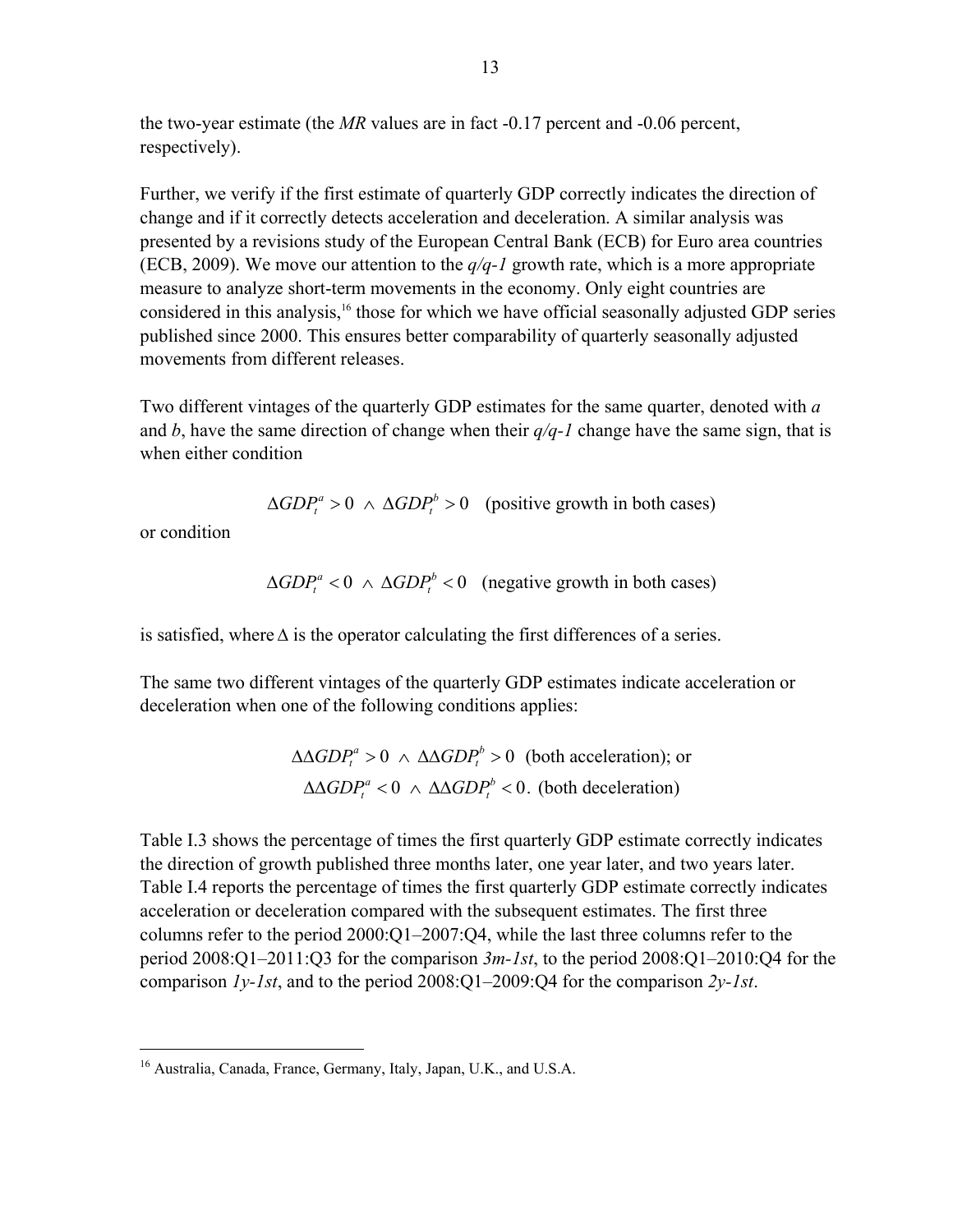the two-year estimate (the *MR* values are in fact -0.17 percent and -0.06 percent, respectively).

Further, we verify if the first estimate of quarterly GDP correctly indicates the direction of change and if it correctly detects acceleration and deceleration. A similar analysis was presented by a revisions study of the European Central Bank (ECB) for Euro area countries (ECB, 2009). We move our attention to the *q/q-1* growth rate, which is a more appropriate measure to analyze short-term movements in the economy. Only eight countries are considered in this analysis,[16] those for which we have official seasonally adjusted GDP series published since 2000. This ensures better comparability of quarterly seasonally adjusted movements from different releases.

Two different vintages of the quarterly GDP estimates for the same quarter, denoted with *a* and *b*, have the same direction of change when their *q/q-1* change have the same sign, that is when either condition

$$\Delta GDP_t^a > 0 \;\wedge\; \Delta GDP_t^b > 0 \quad \text{(positive growth in both cases)}$$

or condition

$$\Delta GDP_t^a < 0 \;\wedge\; \Delta GDP_t^b < 0 \quad \text{(negative growth in both cases)}$$

is satisfied, where $\Delta$ is the operator calculating the first differences of a series.

The same two different vintages of the quarterly GDP estimates indicate acceleration or deceleration when one of the following conditions applies:

$$\Delta\Delta GDP_t^a > 0 \;\wedge\; \Delta\Delta GDP_t^b > 0 \;\; \text{(both acceleration); or}$$
$$\Delta\Delta GDP_t^a < 0 \;\wedge\; \Delta\Delta GDP_t^b < 0. \;\; \text{(both deceleration)}$$

Table I.3 shows the percentage of times the first quarterly GDP estimate correctly indicates the direction of growth published three months later, one year later, and two years later. Table I.4 reports the percentage of times the first quarterly GDP estimate correctly indicates acceleration or deceleration compared with the subsequent estimates. The first three columns refer to the period 2000:Q1–2007:Q4, while the last three columns refer to the period 2008:Q1–2011:Q3 for the comparison *3m-1st*, to the period 2008:Q1–2010:Q4 for the comparison *1y-1st*, and to the period 2008:Q1–2009:Q4 for the comparison *2y-1st*.

---

[16] Australia, Canada, France, Germany, Italy, Japan, U.K., and U.S.A.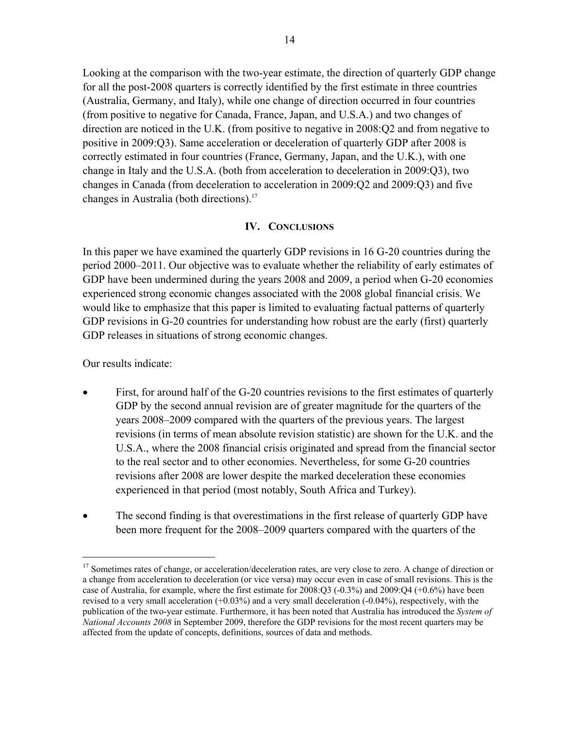Looking at the comparison with the two-year estimate, the direction of quarterly GDP change for all the post-2008 quarters is correctly identified by the first estimate in three countries (Australia, Germany, and Italy), while one change of direction occurred in four countries (from positive to negative for Canada, France, Japan, and U.S.A.) and two changes of direction are noticed in the U.K. (from positive to negative in 2008:Q2 and from negative to positive in 2009:Q3). Same acceleration or deceleration of quarterly GDP after 2008 is correctly estimated in four countries (France, Germany, Japan, and the U.K.), with one change in Italy and the U.S.A. (both from acceleration to deceleration in 2009:Q3), two changes in Canada (from deceleration to acceleration in 2009:Q2 and 2009:Q3) and five changes in Australia (both directions).[17]

## IV. Conclusions

In this paper we have examined the quarterly GDP revisions in 16 G-20 countries during the period 2000–2011. Our objective was to evaluate whether the reliability of early estimates of GDP have been undermined during the years 2008 and 2009, a period when G-20 economies experienced strong economic changes associated with the 2008 global financial crisis. We would like to emphasize that this paper is limited to evaluating factual patterns of quarterly GDP revisions in G-20 countries for understanding how robust are the early (first) quarterly GDP releases in situations of strong economic changes.

Our results indicate:

- First, for around half of the G-20 countries revisions to the first estimates of quarterly GDP by the second annual revision are of greater magnitude for the quarters of the years 2008–2009 compared with the quarters of the previous years. The largest revisions (in terms of mean absolute revision statistic) are shown for the U.K. and the U.S.A., where the 2008 financial crisis originated and spread from the financial sector to the real sector and to other economies. Nevertheless, for some G-20 countries revisions after 2008 are lower despite the marked deceleration these economies experienced in that period (most notably, South Africa and Turkey).

- The second finding is that overestimations in the first release of quarterly GDP have been more frequent for the 2008–2009 quarters compared with the quarters of the

---

[17] Sometimes rates of change, or acceleration/deceleration rates, are very close to zero. A change of direction or a change from acceleration to deceleration (or vice versa) may occur even in case of small revisions. This is the case of Australia, for example, where the first estimate for 2008:Q3 (-0.3%) and 2009:Q4 (+0.6%) have been revised to a very small acceleration (+0.03%) and a very small deceleration (-0.04%), respectively, with the publication of the two-year estimate. Furthermore, it has been noted that Australia has introduced the *System of National Accounts 2008* in September 2009, therefore the GDP revisions for the most recent quarters may be affected from the update of concepts, definitions, sources of data and methods.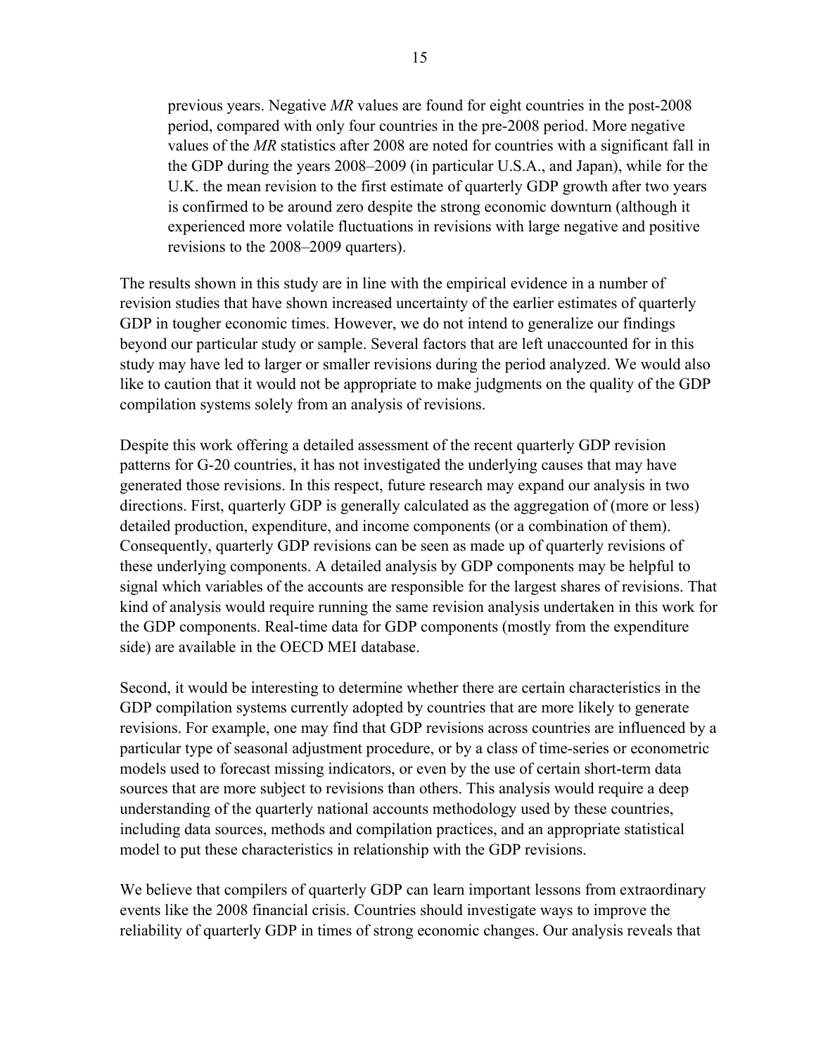previous years. Negative *MR* values are found for eight countries in the post-2008 period, compared with only four countries in the pre-2008 period. More negative values of the *MR* statistics after 2008 are noted for countries with a significant fall in the GDP during the years 2008–2009 (in particular U.S.A., and Japan), while for the U.K. the mean revision to the first estimate of quarterly GDP growth after two years is confirmed to be around zero despite the strong economic downturn (although it experienced more volatile fluctuations in revisions with large negative and positive revisions to the 2008–2009 quarters).

The results shown in this study are in line with the empirical evidence in a number of revision studies that have shown increased uncertainty of the earlier estimates of quarterly GDP in tougher economic times. However, we do not intend to generalize our findings beyond our particular study or sample. Several factors that are left unaccounted for in this study may have led to larger or smaller revisions during the period analyzed. We would also like to caution that it would not be appropriate to make judgments on the quality of the GDP compilation systems solely from an analysis of revisions.

Despite this work offering a detailed assessment of the recent quarterly GDP revision patterns for G-20 countries, it has not investigated the underlying causes that may have generated those revisions. In this respect, future research may expand our analysis in two directions. First, quarterly GDP is generally calculated as the aggregation of (more or less) detailed production, expenditure, and income components (or a combination of them). Consequently, quarterly GDP revisions can be seen as made up of quarterly revisions of these underlying components. A detailed analysis by GDP components may be helpful to signal which variables of the accounts are responsible for the largest shares of revisions. That kind of analysis would require running the same revision analysis undertaken in this work for the GDP components. Real-time data for GDP components (mostly from the expenditure side) are available in the OECD MEI database.

Second, it would be interesting to determine whether there are certain characteristics in the GDP compilation systems currently adopted by countries that are more likely to generate revisions. For example, one may find that GDP revisions across countries are influenced by a particular type of seasonal adjustment procedure, or by a class of time-series or econometric models used to forecast missing indicators, or even by the use of certain short-term data sources that are more subject to revisions than others. This analysis would require a deep understanding of the quarterly national accounts methodology used by these countries, including data sources, methods and compilation practices, and an appropriate statistical model to put these characteristics in relationship with the GDP revisions.

We believe that compilers of quarterly GDP can learn important lessons from extraordinary events like the 2008 financial crisis. Countries should investigate ways to improve the reliability of quarterly GDP in times of strong economic changes. Our analysis reveals that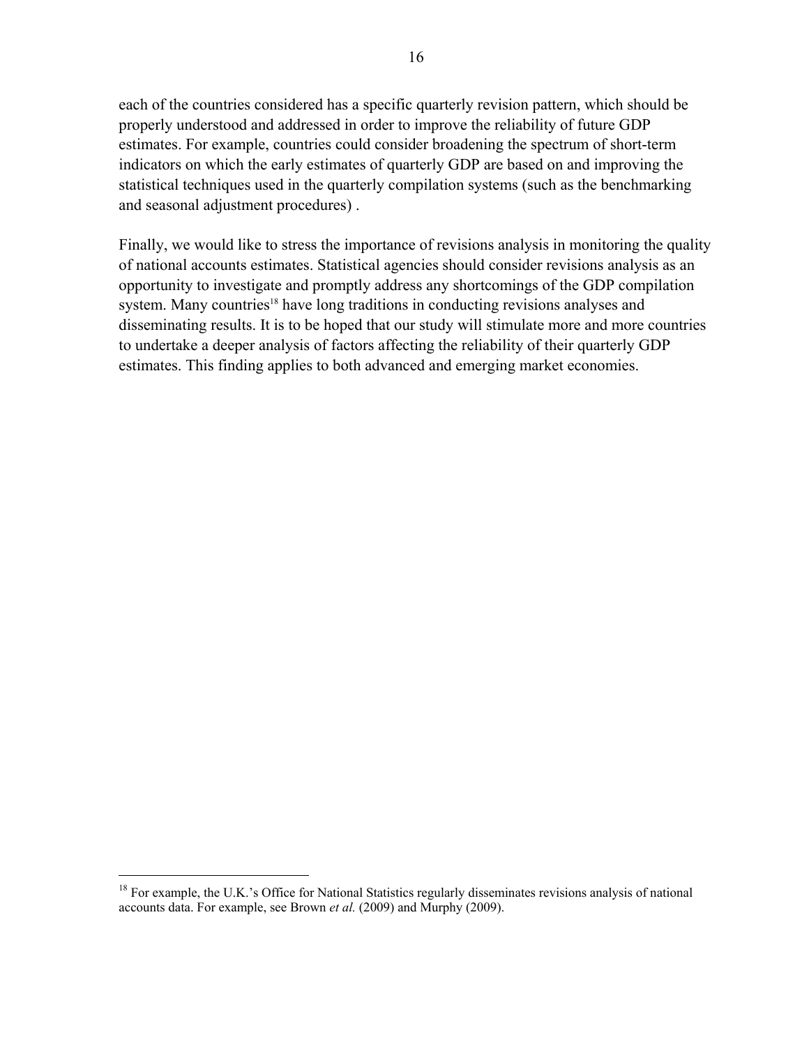each of the countries considered has a specific quarterly revision pattern, which should be properly understood and addressed in order to improve the reliability of future GDP estimates. For example, countries could consider broadening the spectrum of short-term indicators on which the early estimates of quarterly GDP are based on and improving the statistical techniques used in the quarterly compilation systems (such as the benchmarking and seasonal adjustment procedures) .

Finally, we would like to stress the importance of revisions analysis in monitoring the quality of national accounts estimates. Statistical agencies should consider revisions analysis as an opportunity to investigate and promptly address any shortcomings of the GDP compilation system. Many countries[18] have long traditions in conducting revisions analyses and disseminating results. It is to be hoped that our study will stimulate more and more countries to undertake a deeper analysis of factors affecting the reliability of their quarterly GDP estimates. This finding applies to both advanced and emerging market economies.

[18] For example, the U.K.'s Office for National Statistics regularly disseminates revisions analysis of national accounts data. For example, see Brown *et al.* (2009) and Murphy (2009).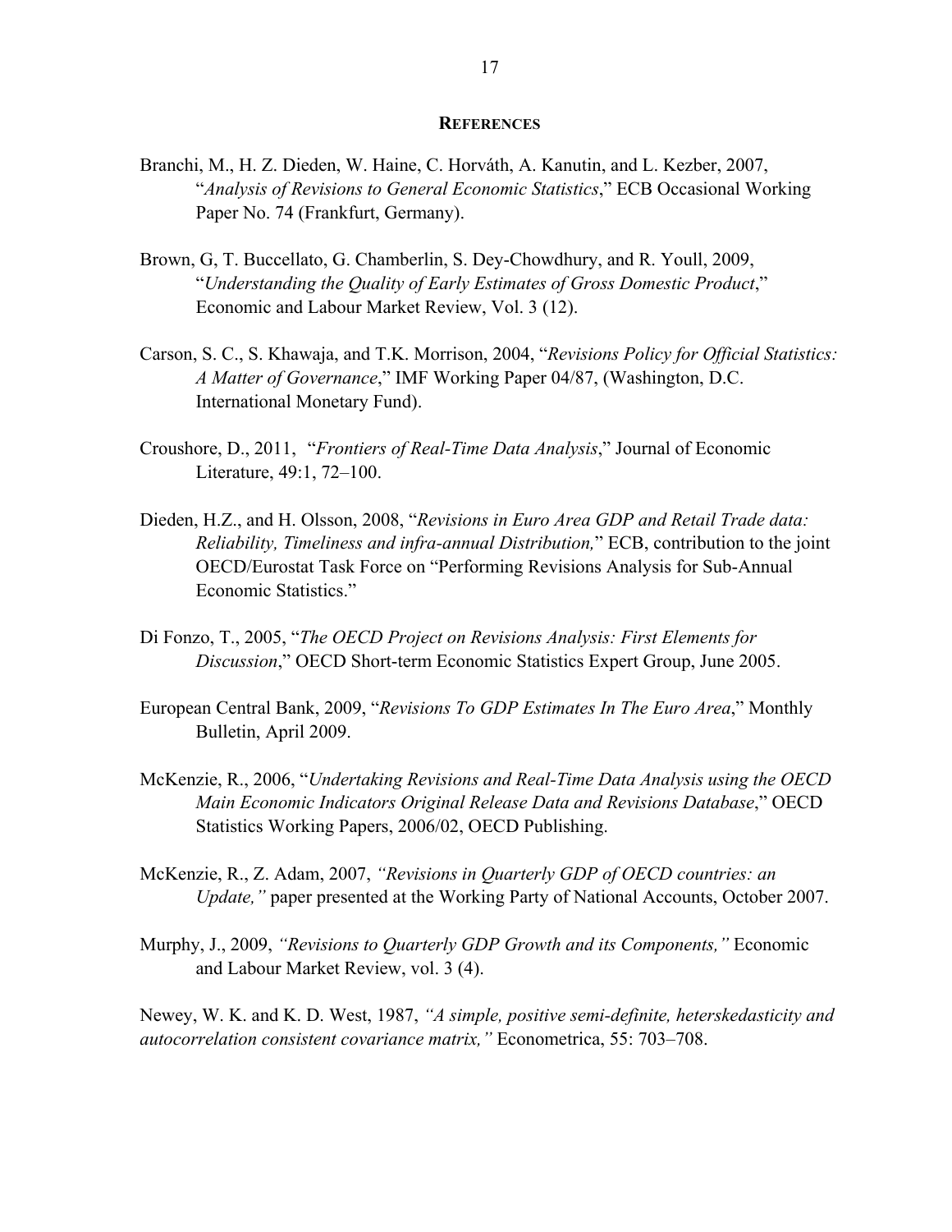## REFERENCES

Branchi, M., H. Z. Dieden, W. Haine, C. Horváth, A. Kanutin, and L. Kezber, 2007, "*Analysis of Revisions to General Economic Statistics*," ECB Occasional Working Paper No. 74 (Frankfurt, Germany).

Brown, G, T. Buccellato, G. Chamberlin, S. Dey-Chowdhury, and R. Youll, 2009, "*Understanding the Quality of Early Estimates of Gross Domestic Product*," Economic and Labour Market Review, Vol. 3 (12).

Carson, S. C., S. Khawaja, and T.K. Morrison, 2004, "*Revisions Policy for Official Statistics: A Matter of Governance*," IMF Working Paper 04/87, (Washington, D.C. International Monetary Fund).

Croushore, D., 2011, "*Frontiers of Real-Time Data Analysis*," Journal of Economic Literature, 49:1, 72–100.

Dieden, H.Z., and H. Olsson, 2008, "*Revisions in Euro Area GDP and Retail Trade data: Reliability, Timeliness and infra-annual Distribution,*" ECB, contribution to the joint OECD/Eurostat Task Force on "Performing Revisions Analysis for Sub-Annual Economic Statistics."

Di Fonzo, T., 2005, "*The OECD Project on Revisions Analysis: First Elements for Discussion*," OECD Short-term Economic Statistics Expert Group, June 2005.

European Central Bank, 2009, "*Revisions To GDP Estimates In The Euro Area*," Monthly Bulletin, April 2009.

McKenzie, R., 2006, "*Undertaking Revisions and Real-Time Data Analysis using the OECD Main Economic Indicators Original Release Data and Revisions Database*," OECD Statistics Working Papers, 2006/02, OECD Publishing.

McKenzie, R., Z. Adam, 2007, *"Revisions in Quarterly GDP of OECD countries: an Update,"* paper presented at the Working Party of National Accounts, October 2007.

Murphy, J., 2009, *"Revisions to Quarterly GDP Growth and its Components,"* Economic and Labour Market Review, vol. 3 (4).

Newey, W. K. and K. D. West, 1987, *"A simple, positive semi-definite, heterskedasticity and autocorrelation consistent covariance matrix,"* Econometrica, 55: 703–708.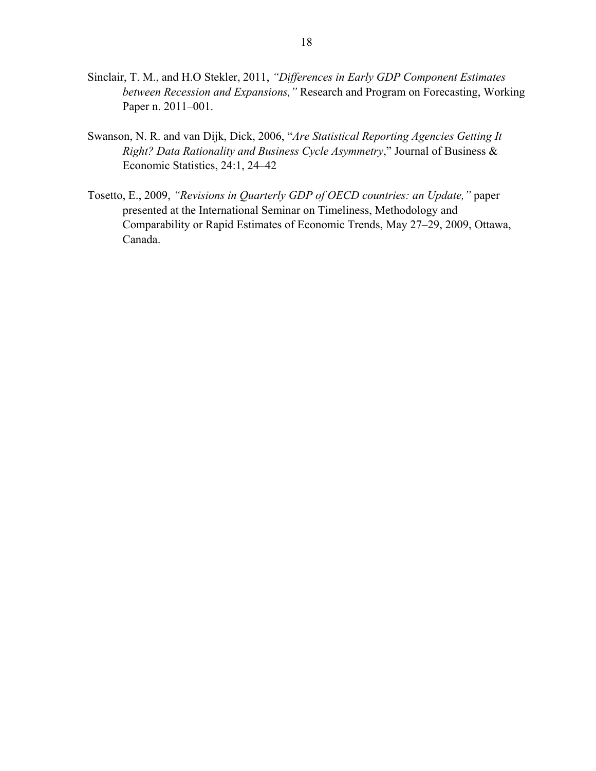Sinclair, T. M., and H.O Stekler, 2011, *"Differences in Early GDP Component Estimates between Recession and Expansions,"* Research and Program on Forecasting, Working Paper n. 2011–001.

Swanson, N. R. and van Dijk, Dick, 2006, "*Are Statistical Reporting Agencies Getting It Right? Data Rationality and Business Cycle Asymmetry*," Journal of Business & Economic Statistics, 24:1, 24–42

Tosetto, E., 2009, *"Revisions in Quarterly GDP of OECD countries: an Update,"* paper presented at the International Seminar on Timeliness, Methodology and Comparability or Rapid Estimates of Economic Trends, May 27–29, 2009, Ottawa, Canada.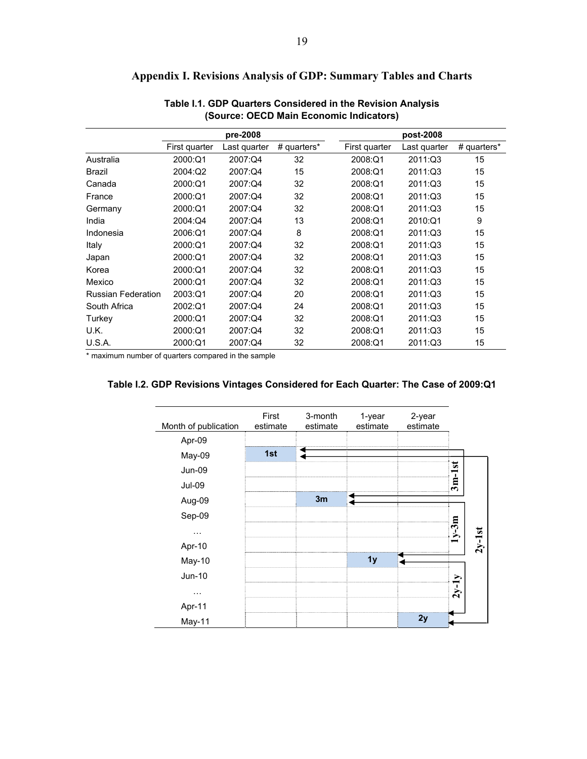# Appendix I. Revisions Analysis of GDP: Summary Tables and Charts

**Table I.1. GDP Quarters Considered in the Revision Analysis (Source: OECD Main Economic Indicators)**

| | pre-2008 | | | post-2008 | | |
|---|---|---|---|---|---|---|
| | First quarter | Last quarter | # quarters* | First quarter | Last quarter | # quarters* |
| Australia | 2000:Q1 | 2007:Q4 | 32 | 2008:Q1 | 2011:Q3 | 15 |
| Brazil | 2004:Q2 | 2007:Q4 | 15 | 2008:Q1 | 2011:Q3 | 15 |
| Canada | 2000:Q1 | 2007:Q4 | 32 | 2008:Q1 | 2011:Q3 | 15 |
| France | 2000:Q1 | 2007:Q4 | 32 | 2008:Q1 | 2011:Q3 | 15 |
| Germany | 2000:Q1 | 2007:Q4 | 32 | 2008:Q1 | 2011:Q3 | 15 |
| India | 2004:Q4 | 2007:Q4 | 13 | 2008:Q1 | 2010:Q1 | 9 |
| Indonesia | 2006:Q1 | 2007:Q4 | 8 | 2008:Q1 | 2011:Q3 | 15 |
| Italy | 2000:Q1 | 2007:Q4 | 32 | 2008:Q1 | 2011:Q3 | 15 |
| Japan | 2000:Q1 | 2007:Q4 | 32 | 2008:Q1 | 2011:Q3 | 15 |
| Korea | 2000:Q1 | 2007:Q4 | 32 | 2008:Q1 | 2011:Q3 | 15 |
| Mexico | 2000:Q1 | 2007:Q4 | 32 | 2008:Q1 | 2011:Q3 | 15 |
| Russian Federation | 2003:Q1 | 2007:Q4 | 20 | 2008:Q1 | 2011:Q3 | 15 |
| South Africa | 2002:Q1 | 2007:Q4 | 24 | 2008:Q1 | 2011:Q3 | 15 |
| Turkey | 2000:Q1 | 2007:Q4 | 32 | 2008:Q1 | 2011:Q3 | 15 |
| U.K. | 2000:Q1 | 2007:Q4 | 32 | 2008:Q1 | 2011:Q3 | 15 |
| U.S.A. | 2000:Q1 | 2007:Q4 | 32 | 2008:Q1 | 2011:Q3 | 15 |

* maximum number of quarters compared in the sample

**Table I.2. GDP Revisions Vintages Considered for Each Quarter: The Case of 2009:Q1**

| Month of publication | First estimate | 3-month estimate | 1-year estimate | 2-year estimate |
|---|---|---|---|---|
| Apr-09 | | | | |
| May-09 | 1st | | | |
| Jun-09 | | | | |
| Jul-09 | | | | |
| Aug-09 | | 3m | | |
| Sep-09 | | | | |
| … | | | | |
| Apr-10 | | | | |
| May-10 | | | 1y | |
| Jun-10 | | | | |
| … | | | | |
| Apr-11 | | | | |
| May-11 | | | | 2y |

Revisions: 3m-1st; 1y-3m; 2y-1y; 2y-1st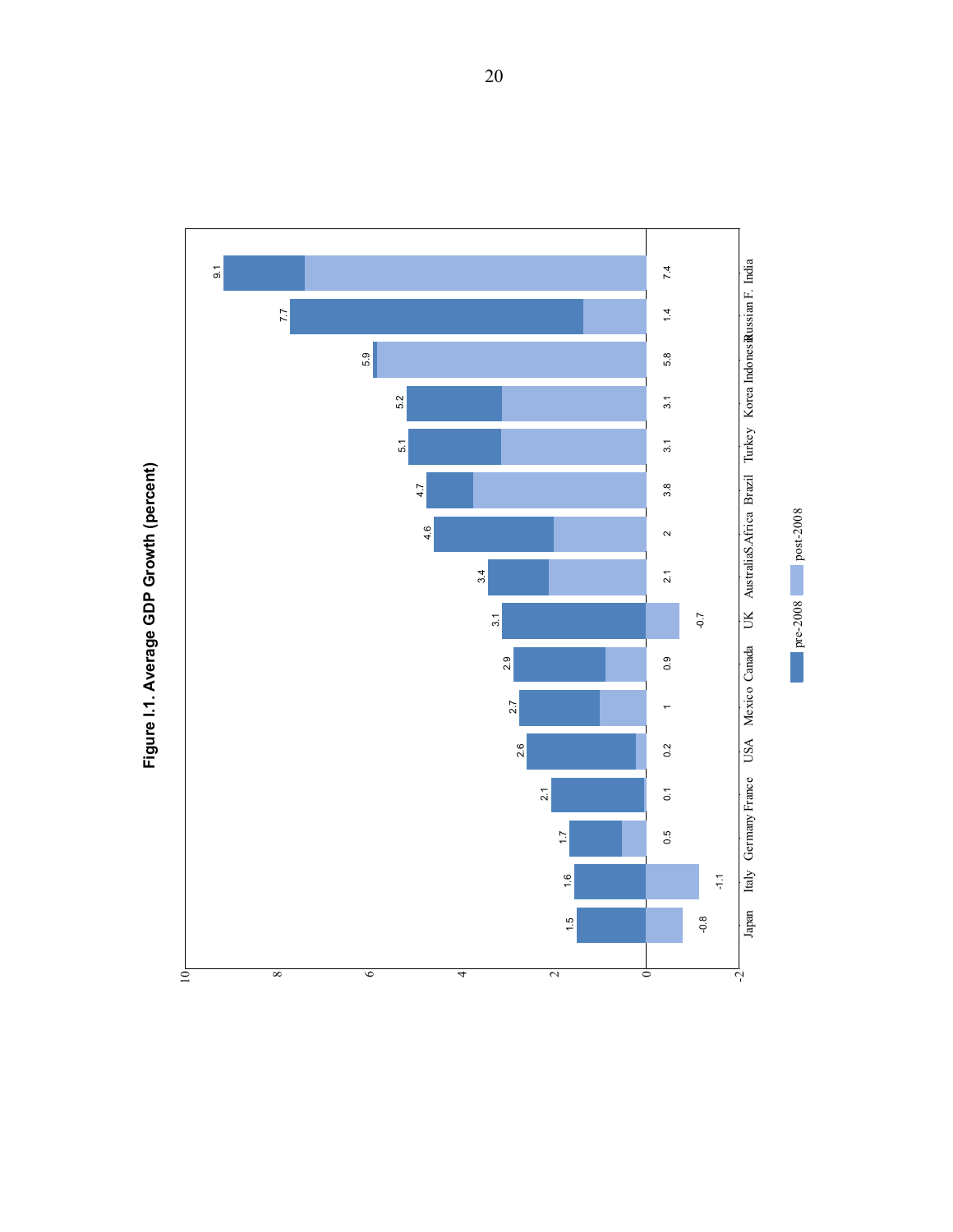**Figure I.1. Average GDP Growth (percent)**

| Country | pre-2008 | post-2008 |
|---|---|---|
| India | 9.1 | 7.4 |
| Russian F. | 7.7 | 1.4 |
| Indonesia | 5.9 | 5.8 |
| Korea | 5.2 | 3.1 |
| Turkey | 5.1 | 3.1 |
| Brazil | 4.7 | 3.8 |
| S.Africa | 4.6 | 2 |
| Australia | 3.4 | 2.1 |
| UK | 3.1 | -0.7 |
| Canada | 2.9 | 0.9 |
| Mexico | 2.7 | 1 |
| USA | 2.6 | 0.2 |
| France | 2.1 | 0.1 |
| Germany | 1.7 | 0.5 |
| Italy | 1.6 | -1.1 |
| Japan | 1.5 | -0.8 |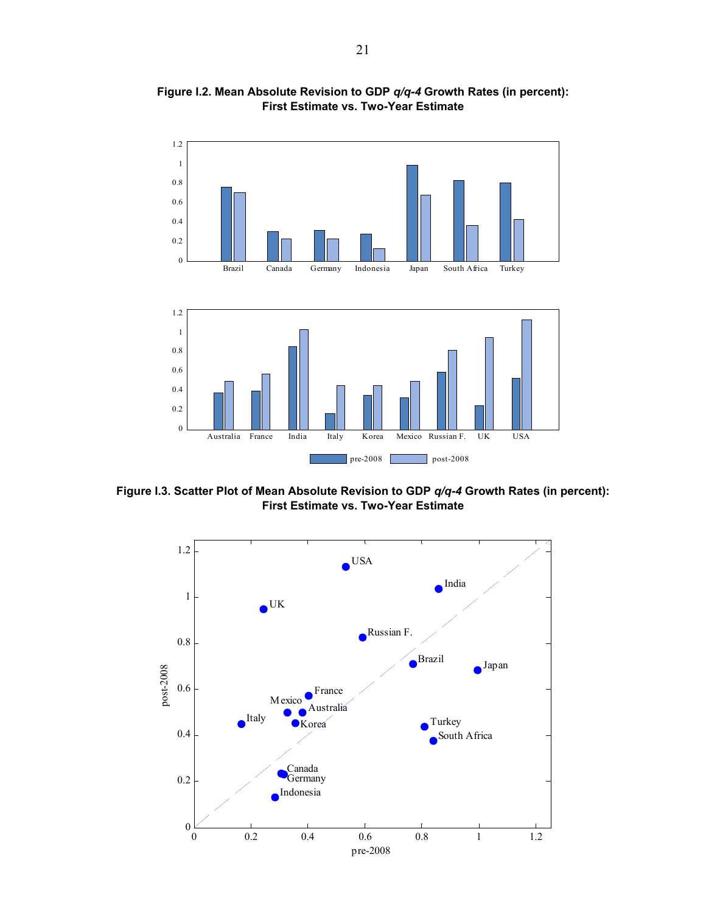**Figure I.2. Mean Absolute Revision to GDP *q/q-4* Growth Rates (in percent): First Estimate vs. Two-Year Estimate**

**Figure I.3. Scatter Plot of Mean Absolute Revision to GDP *q/q-4* Growth Rates (in percent): First Estimate vs. Two-Year Estimate**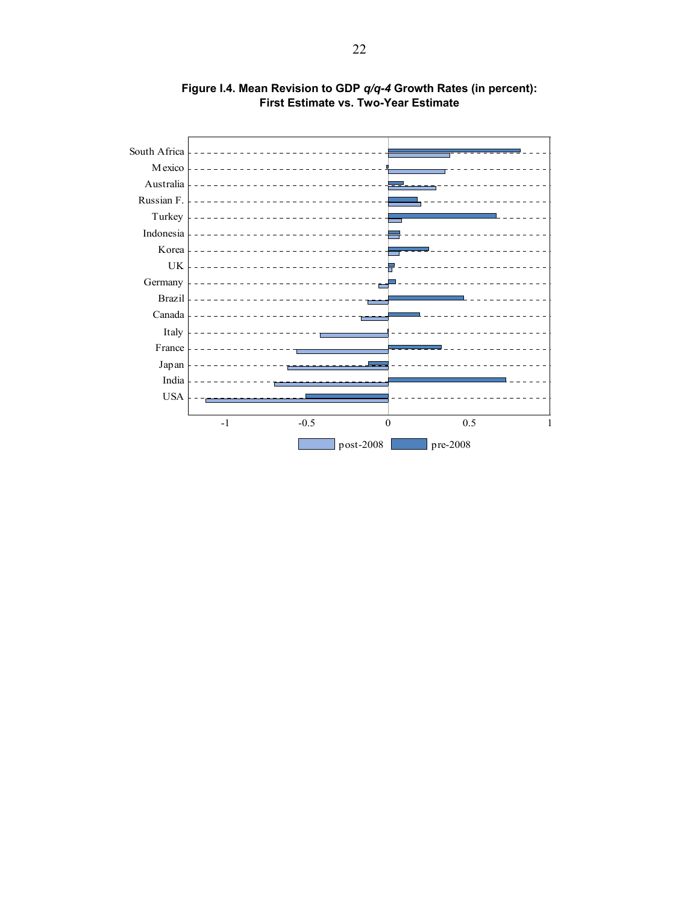**Figure I.4. Mean Revision to GDP *q/q-4* Growth Rates (in percent): First Estimate vs. Two-Year Estimate**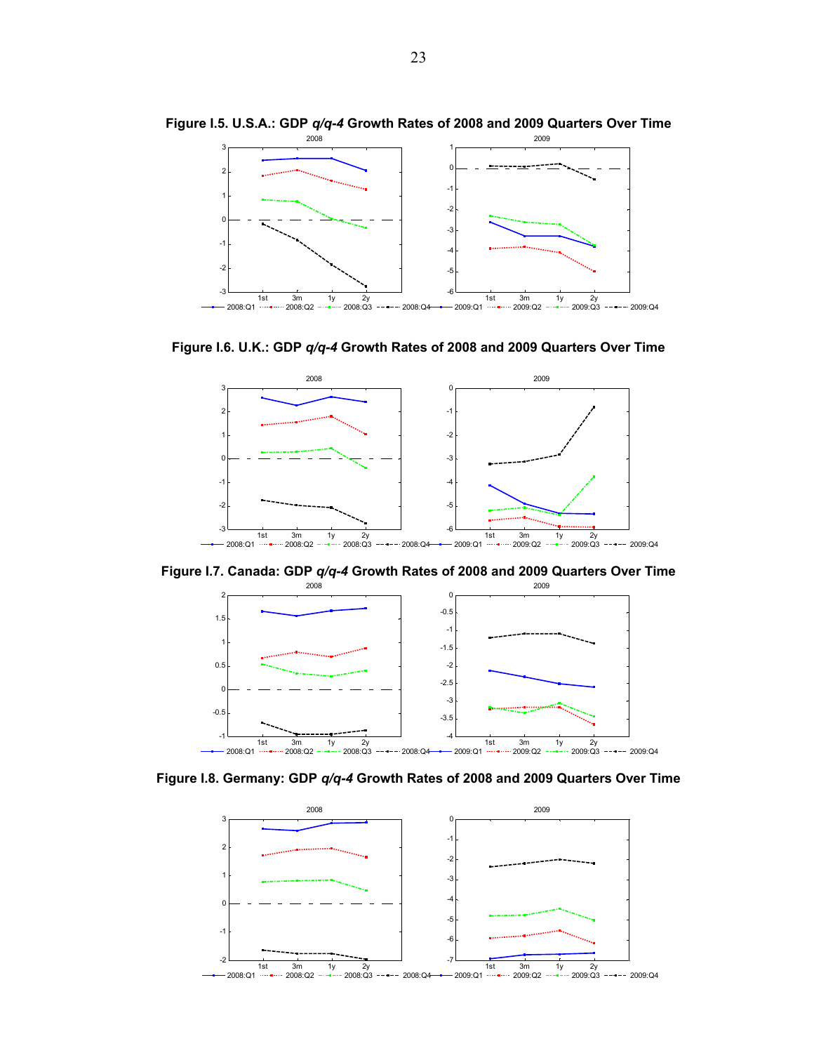**Figure I.5. U.S.A.: GDP *q/q-4* Growth Rates of 2008 and 2009 Quarters Over Time**

**Figure I.6. U.K.: GDP *q/q-4* Growth Rates of 2008 and 2009 Quarters Over Time**

**Figure I.7. Canada: GDP *q/q-4* Growth Rates of 2008 and 2009 Quarters Over Time**

**Figure I.8. Germany: GDP *q/q-4* Growth Rates of 2008 and 2009 Quarters Over Time**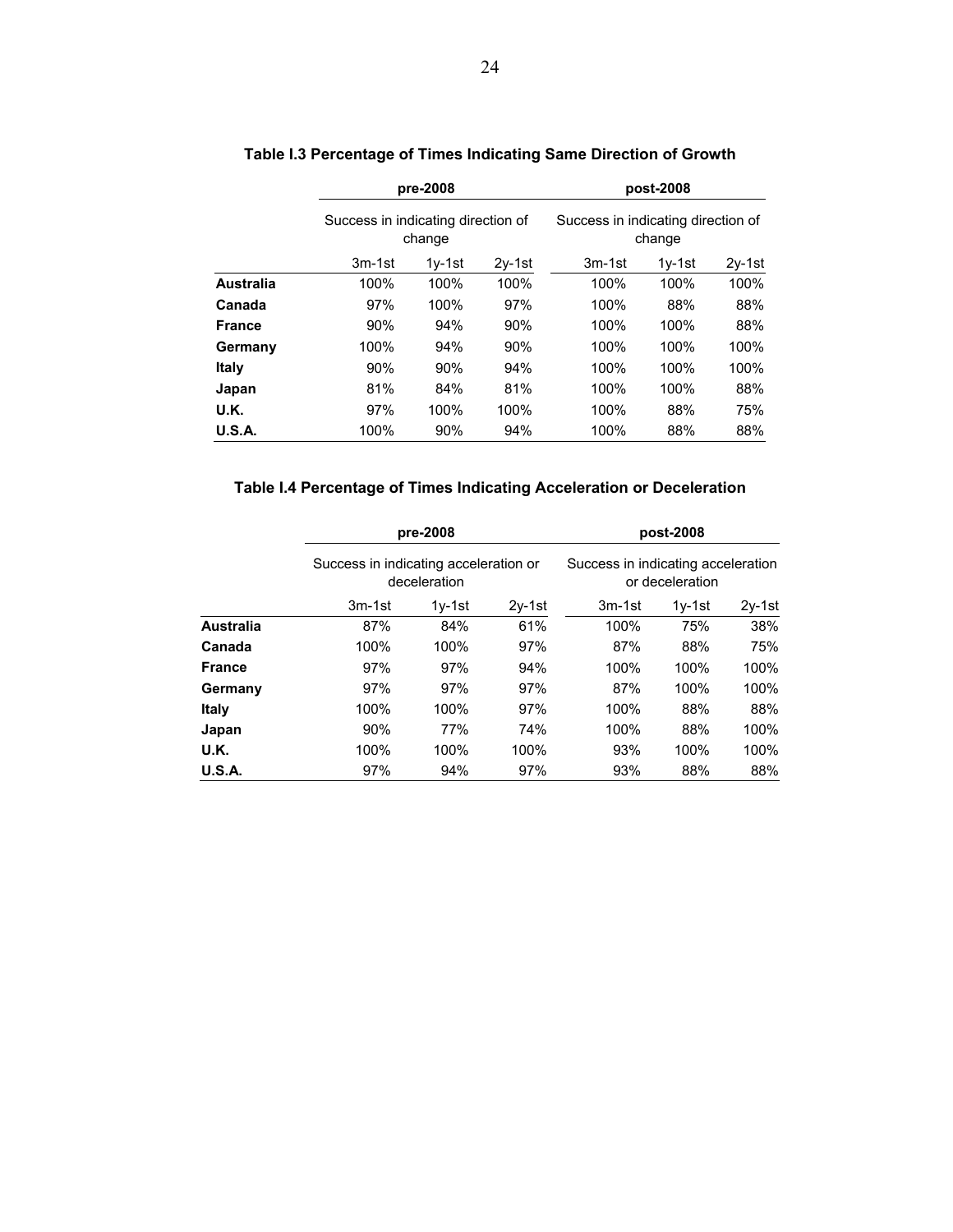**Table I.3 Percentage of Times Indicating Same Direction of Growth**

| | pre-2008 | | | post-2008 | | |
|---|---|---|---|---|---|---|
| | Success in indicating direction of change | | | Success in indicating direction of change | | |
| | 3m-1st | 1y-1st | 2y-1st | 3m-1st | 1y-1st | 2y-1st |
| **Australia** | 100% | 100% | 100% | 100% | 100% | 100% |
| **Canada** | 97% | 100% | 97% | 100% | 88% | 88% |
| **France** | 90% | 94% | 90% | 100% | 100% | 88% |
| **Germany** | 100% | 94% | 90% | 100% | 100% | 100% |
| **Italy** | 90% | 90% | 94% | 100% | 100% | 100% |
| **Japan** | 81% | 84% | 81% | 100% | 100% | 88% |
| **U.K.** | 97% | 100% | 100% | 100% | 88% | 75% |
| **U.S.A.** | 100% | 90% | 94% | 100% | 88% | 88% |

**Table I.4 Percentage of Times Indicating Acceleration or Deceleration**

| | pre-2008 | | | post-2008 | | |
|---|---|---|---|---|---|---|
| | Success in indicating acceleration or deceleration | | | Success in indicating acceleration or deceleration | | |
| | 3m-1st | 1y-1st | 2y-1st | 3m-1st | 1y-1st | 2y-1st |
| **Australia** | 87% | 84% | 61% | 100% | 75% | 38% |
| **Canada** | 100% | 100% | 97% | 87% | 88% | 75% |
| **France** | 97% | 97% | 94% | 100% | 100% | 100% |
| **Germany** | 97% | 97% | 97% | 87% | 100% | 100% |
| **Italy** | 100% | 100% | 97% | 100% | 88% | 88% |
| **Japan** | 90% | 77% | 74% | 100% | 88% | 100% |
| **U.K.** | 100% | 100% | 100% | 93% | 100% | 100% |
| **U.S.A.** | 97% | 94% | 97% | 93% | 88% | 88% |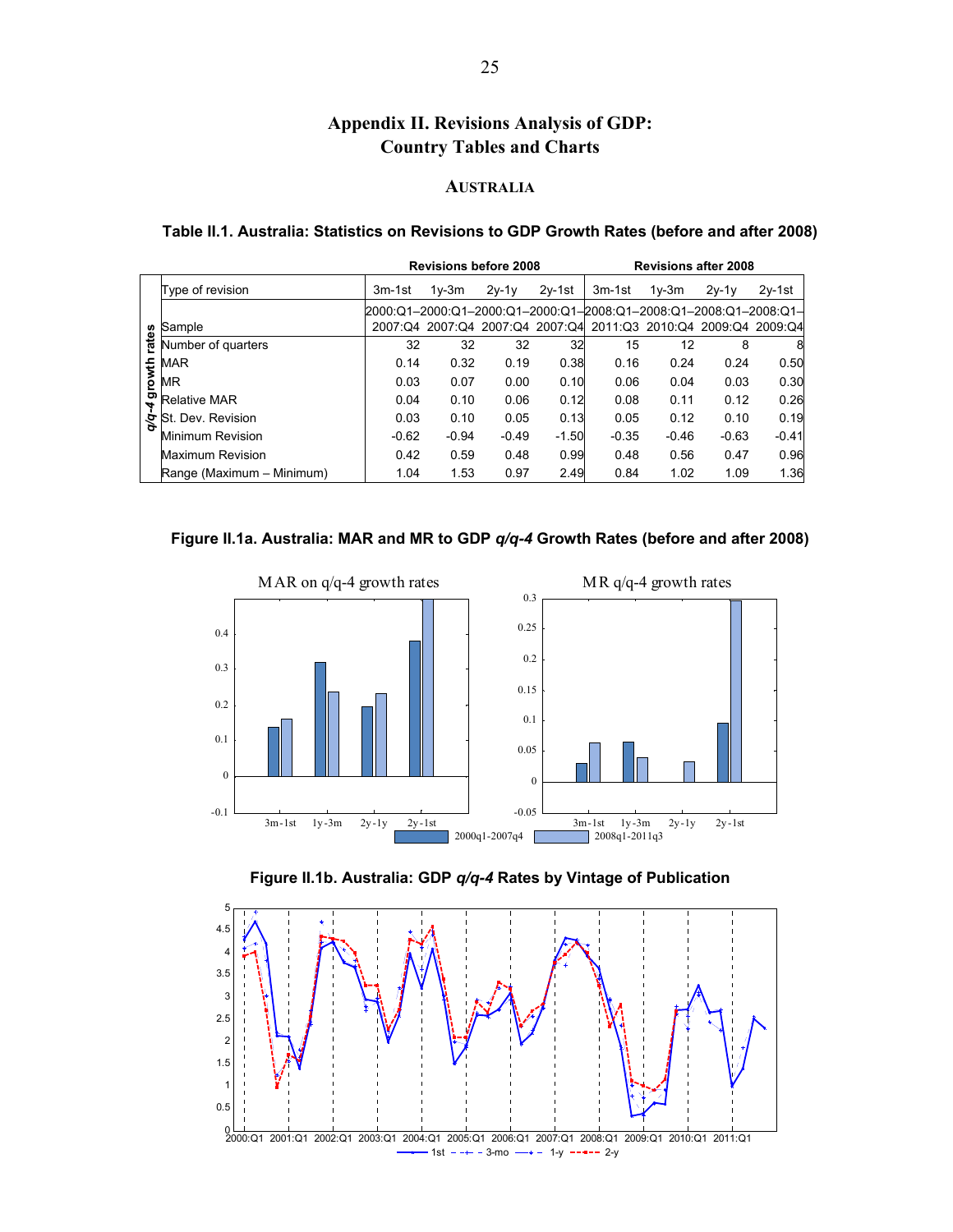# Appendix II. Revisions Analysis of GDP: Country Tables and Charts

## Australia

**Table II.1. Australia: Statistics on Revisions to GDP Growth Rates (before and after 2008)**

| | | Revisions before 2008 | | | | Revisions after 2008 | | | |
|---|---|---|---|---|---|---|---|---|---|
| | Type of revision | 3m-1st | 1y-3m | 2y-1y | 2y-1st | 3m-1st | 1y-3m | 2y-1y | 2y-1st |
| *q/q-4* growth rates | Sample | 2000:Q1–2007:Q4 | 2000:Q1–2007:Q4 | 2000:Q1–2007:Q4 | 2000:Q1–2007:Q4 | 2008:Q1–2011:Q3 | 2008:Q1–2010:Q4 | 2008:Q1–2009:Q4 | 2008:Q1–2009:Q4 |
| | Number of quarters | 32 | 32 | 32 | 32 | 15 | 12 | 8 | 8 |
| | MAR | 0.14 | 0.32 | 0.19 | 0.38 | 0.16 | 0.24 | 0.24 | 0.50 |
| | MR | 0.03 | 0.07 | 0.00 | 0.10 | 0.06 | 0.04 | 0.03 | 0.30 |
| | Relative MAR | 0.04 | 0.10 | 0.06 | 0.12 | 0.08 | 0.11 | 0.12 | 0.26 |
| | St. Dev. Revision | 0.03 | 0.10 | 0.05 | 0.13 | 0.05 | 0.12 | 0.10 | 0.19 |
| | Minimum Revision | -0.62 | -0.94 | -0.49 | -1.50 | -0.35 | -0.46 | -0.63 | -0.41 |
| | Maximum Revision | 0.42 | 0.59 | 0.48 | 0.99 | 0.48 | 0.56 | 0.47 | 0.96 |
| | Range (Maximum – Minimum) | 1.04 | 1.53 | 0.97 | 2.49 | 0.84 | 1.02 | 1.09 | 1.36 |

**Figure II.1a. Australia: MAR and MR to GDP *q/q-4* Growth Rates (before and after 2008)**

**Figure II.1b. Australia: GDP *q/q-4* Rates by Vintage of Publication**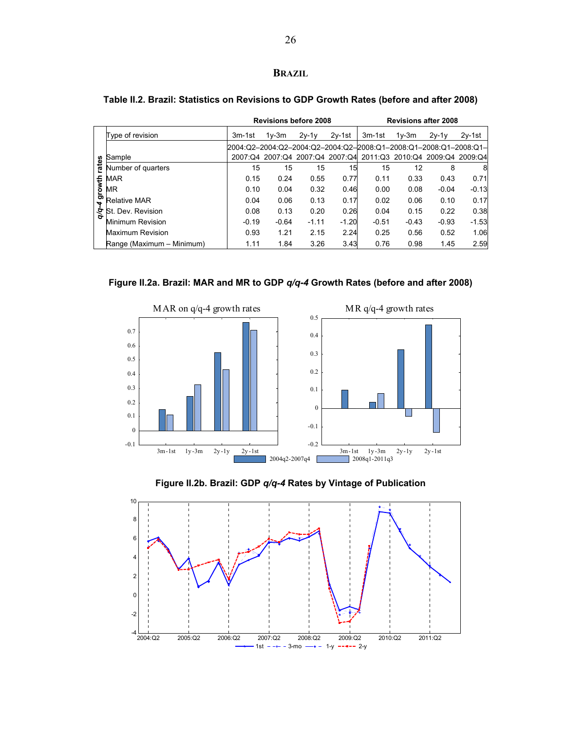## BRAZIL

**Table II.2. Brazil: Statistics on Revisions to GDP Growth Rates (before and after 2008)**

| | | Revisions before 2008 | | | | Revisions after 2008 | | | |
|---|---|---|---|---|---|---|---|---|---|
| | Type of revision | 3m-1st | 1y-3m | 2y-1y | 2y-1st | 3m-1st | 1y-3m | 2y-1y | 2y-1st |
| *q/q-4* growth rates | Sample | 2004:Q2–2007:Q4 | 2004:Q2–2007:Q4 | 2004:Q2–2007:Q4 | 2004:Q2–2007:Q4 | 2008:Q1–2011:Q3 | 2008:Q1–2010:Q4 | 2008:Q1–2009:Q4 | 2008:Q1–2009:Q4 |
| | Number of quarters | 15 | 15 | 15 | 15 | 15 | 12 | 8 | 8 |
| | MAR | 0.15 | 0.24 | 0.55 | 0.77 | 0.11 | 0.33 | 0.43 | 0.71 |
| | MR | 0.10 | 0.04 | 0.32 | 0.46 | 0.00 | 0.08 | -0.04 | -0.13 |
| | Relative MAR | 0.04 | 0.06 | 0.13 | 0.17 | 0.02 | 0.06 | 0.10 | 0.17 |
| | St. Dev. Revision | 0.08 | 0.13 | 0.20 | 0.26 | 0.04 | 0.15 | 0.22 | 0.38 |
| | Minimum Revision | -0.19 | -0.64 | -1.11 | -1.20 | -0.51 | -0.43 | -0.93 | -1.53 |
| | Maximum Revision | 0.93 | 1.21 | 2.15 | 2.24 | 0.25 | 0.56 | 0.52 | 1.06 |
| | Range (Maximum – Minimum) | 1.11 | 1.84 | 3.26 | 3.43 | 0.76 | 0.98 | 1.45 | 2.59 |

**Figure II.2a. Brazil: MAR and MR to GDP *q/q-4* Growth Rates (before and after 2008)**

**Figure II.2b. Brazil: GDP *q/q-4* Rates by Vintage of Publication**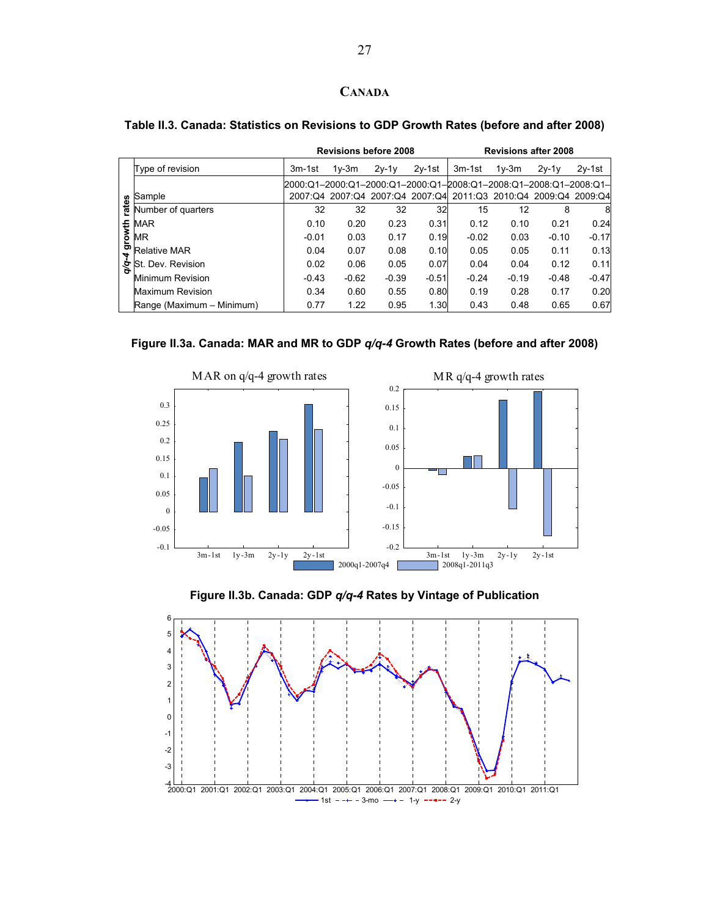## CANADA

**Table II.3. Canada: Statistics on Revisions to GDP Growth Rates (before and after 2008)**

| | | Revisions before 2008 | | | | Revisions after 2008 | | | |
|---|---|---|---|---|---|---|---|---|---|
| | Type of revision | 3m-1st | 1y-3m | 2y-1y | 2y-1st | 3m-1st | 1y-3m | 2y-1y | 2y-1st |
| *q/q-4* growth rates | Sample | 2000:Q1–2007:Q4 | 2000:Q1–2007:Q4 | 2000:Q1–2007:Q4 | 2000:Q1–2007:Q4 | 2008:Q1–2011:Q3 | 2008:Q1–2010:Q4 | 2008:Q1–2009:Q4 | 2008:Q1–2009:Q4 |
| | Number of quarters | 32 | 32 | 32 | 32 | 15 | 12 | 8 | 8 |
| | MAR | 0.10 | 0.20 | 0.23 | 0.31 | 0.12 | 0.10 | 0.21 | 0.24 |
| | MR | -0.01 | 0.03 | 0.17 | 0.19 | -0.02 | 0.03 | -0.10 | -0.17 |
| | Relative MAR | 0.04 | 0.07 | 0.08 | 0.10 | 0.05 | 0.05 | 0.11 | 0.13 |
| | St. Dev. Revision | 0.02 | 0.06 | 0.05 | 0.07 | 0.04 | 0.04 | 0.12 | 0.11 |
| | Minimum Revision | -0.43 | -0.62 | -0.39 | -0.51 | -0.24 | -0.19 | -0.48 | -0.47 |
| | Maximum Revision | 0.34 | 0.60 | 0.55 | 0.80 | 0.19 | 0.28 | 0.17 | 0.20 |
| | Range (Maximum – Minimum) | 0.77 | 1.22 | 0.95 | 1.30 | 0.43 | 0.48 | 0.65 | 0.67 |

**Figure II.3a. Canada: MAR and MR to GDP *q/q-4* Growth Rates (before and after 2008)**

**Figure II.3b. Canada: GDP *q/q-4* Rates by Vintage of Publication**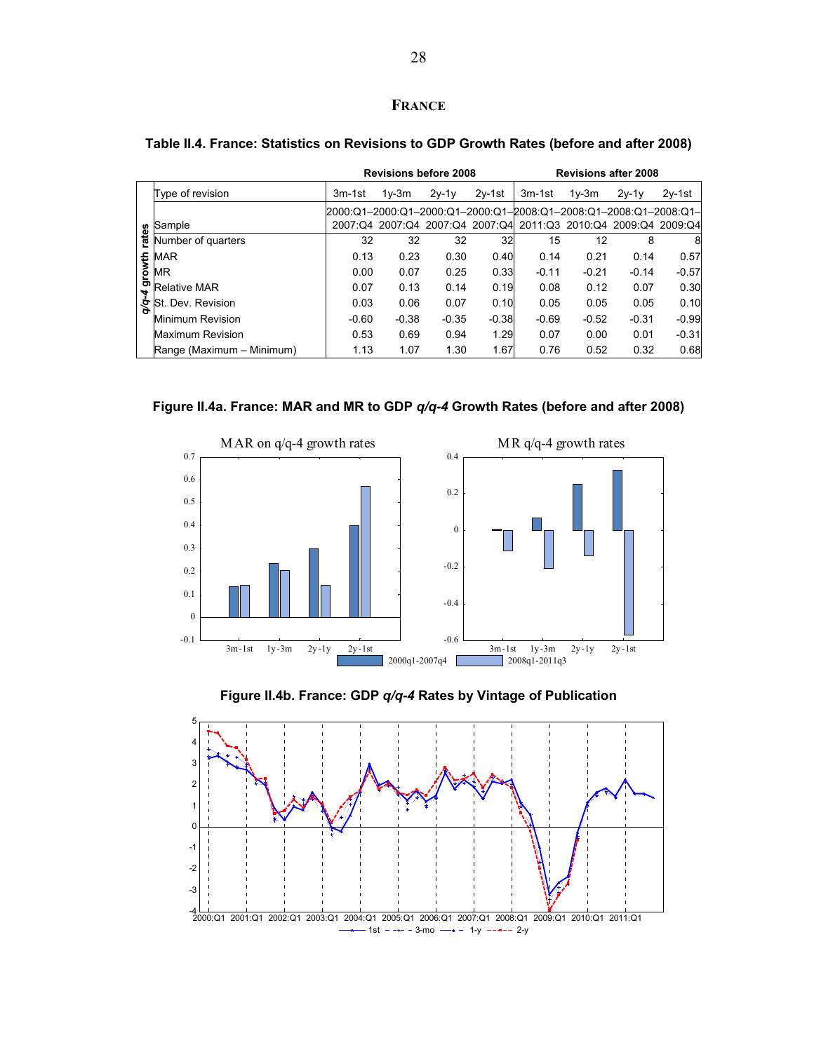# FRANCE

**Table II.4. France: Statistics on Revisions to GDP Growth Rates (before and after 2008)**

| | | Revisions before 2008 | | | | Revisions after 2008 | | | |
|---|---|---|---|---|---|---|---|---|---|
| | Type of revision | 3m-1st | 1y-3m | 2y-1y | 2y-1st | 3m-1st | 1y-3m | 2y-1y | 2y-1st |
| *q/q-4* growth rates | Sample | 2000:Q1–2007:Q4 | 2000:Q1–2007:Q4 | 2000:Q1–2007:Q4 | 2000:Q1–2007:Q4 | 2008:Q1–2011:Q3 | 2008:Q1–2010:Q4 | 2008:Q1–2009:Q4 | 2008:Q1–2009:Q4 |
| | Number of quarters | 32 | 32 | 32 | 32 | 15 | 12 | 8 | 8 |
| | MAR | 0.13 | 0.23 | 0.30 | 0.40 | 0.14 | 0.21 | 0.14 | 0.57 |
| | MR | 0.00 | 0.07 | 0.25 | 0.33 | -0.11 | -0.21 | -0.14 | -0.57 |
| | Relative MAR | 0.07 | 0.13 | 0.14 | 0.19 | 0.08 | 0.12 | 0.07 | 0.30 |
| | St. Dev. Revision | 0.03 | 0.06 | 0.07 | 0.10 | 0.05 | 0.05 | 0.05 | 0.10 |
| | Minimum Revision | -0.60 | -0.38 | -0.35 | -0.38 | -0.69 | -0.52 | -0.31 | -0.99 |
| | Maximum Revision | 0.53 | 0.69 | 0.94 | 1.29 | 0.07 | 0.00 | 0.01 | -0.31 |
| | Range (Maximum – Minimum) | 1.13 | 1.07 | 1.30 | 1.67 | 0.76 | 0.52 | 0.32 | 0.68 |

**Figure II.4a. France: MAR and MR to GDP *q/q-4* Growth Rates (before and after 2008)**

**Figure II.4b. France: GDP *q/q-4* Rates by Vintage of Publication**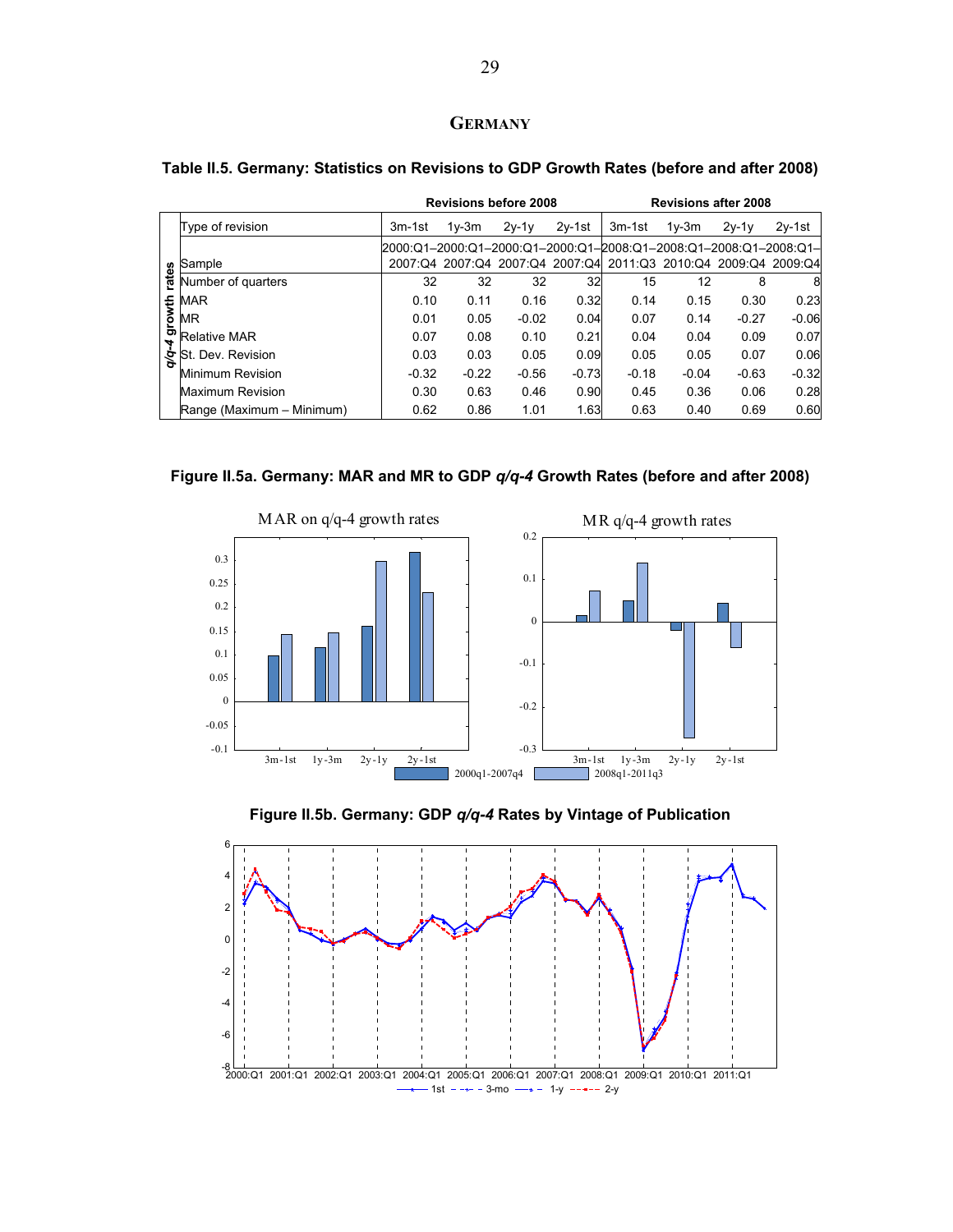# Germany

**Table II.5. Germany: Statistics on Revisions to GDP Growth Rates (before and after 2008)**

| | | Revisions before 2008 | | | | Revisions after 2008 | | | |
|---|---|---|---|---|---|---|---|---|---|
| | Type of revision | 3m-1st | 1y-3m | 2y-1y | 2y-1st | 3m-1st | 1y-3m | 2y-1y | 2y-1st |
| *q/q-4* growth rates | Sample | 2000:Q1–2007:Q4 | 2000:Q1–2007:Q4 | 2000:Q1–2007:Q4 | 2000:Q1–2007:Q4 | 2008:Q1–2011:Q3 | 2008:Q1–2010:Q4 | 2008:Q1–2009:Q4 | 2008:Q1–2009:Q4 |
| | Number of quarters | 32 | 32 | 32 | 32 | 15 | 12 | 8 | 8 |
| | MAR | 0.10 | 0.11 | 0.16 | 0.32 | 0.14 | 0.15 | 0.30 | 0.23 |
| | MR | 0.01 | 0.05 | -0.02 | 0.04 | 0.07 | 0.14 | -0.27 | -0.06 |
| | Relative MAR | 0.07 | 0.08 | 0.10 | 0.21 | 0.04 | 0.04 | 0.09 | 0.07 |
| | St. Dev. Revision | 0.03 | 0.03 | 0.05 | 0.09 | 0.05 | 0.05 | 0.07 | 0.06 |
| | Minimum Revision | -0.32 | -0.22 | -0.56 | -0.73 | -0.18 | -0.04 | -0.63 | -0.32 |
| | Maximum Revision | 0.30 | 0.63 | 0.46 | 0.90 | 0.45 | 0.36 | 0.06 | 0.28 |
| | Range (Maximum – Minimum) | 0.62 | 0.86 | 1.01 | 1.63 | 0.63 | 0.40 | 0.69 | 0.60 |

**Figure II.5a. Germany: MAR and MR to GDP *q/q-4* Growth Rates (before and after 2008)**

**Figure II.5b. Germany: GDP *q/q-4* Rates by Vintage of Publication**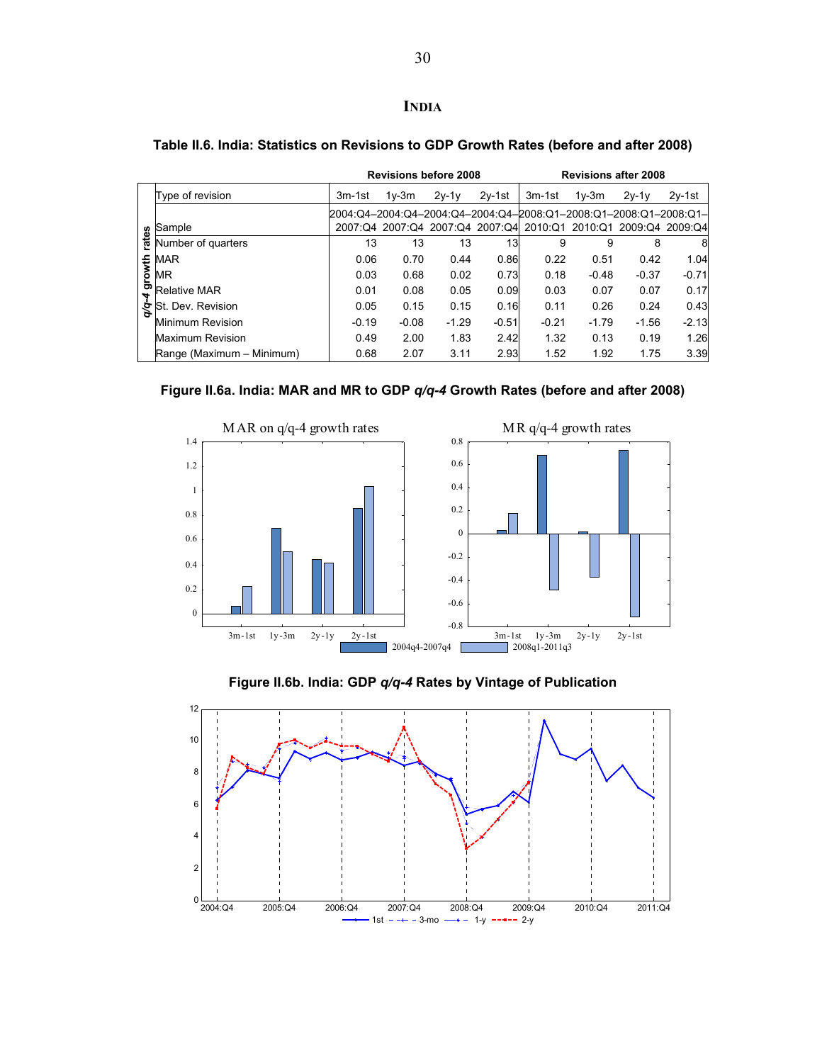# INDIA

**Table II.6. India: Statistics on Revisions to GDP Growth Rates (before and after 2008)**

| | Type of revision | Revisions before 2008 | | | | Revisions after 2008 | | | |
|---|---|---|---|---|---|---|---|---|---|
| | | 3m-1st | 1y-3m | 2y-1y | 2y-1st | 3m-1st | 1y-3m | 2y-1y | 2y-1st |
| *q/q-4* growth rates | Sample | 2004:Q4–2007:Q4 | 2004:Q4–2007:Q4 | 2004:Q4–2007:Q4 | 2004:Q4–2007:Q4 | 2008:Q1–2010:Q1 | 2008:Q1–2010:Q1 | 2008:Q1–2009:Q4 | 2008:Q1–2009:Q4 |
| | Number of quarters | 13 | 13 | 13 | 13 | 9 | 9 | 8 | 8 |
| | MAR | 0.06 | 0.70 | 0.44 | 0.86 | 0.22 | 0.51 | 0.42 | 1.04 |
| | MR | 0.03 | 0.68 | 0.02 | 0.73 | 0.18 | -0.48 | -0.37 | -0.71 |
| | Relative MAR | 0.01 | 0.08 | 0.05 | 0.09 | 0.03 | 0.07 | 0.07 | 0.17 |
| | St. Dev. Revision | 0.05 | 0.15 | 0.15 | 0.16 | 0.11 | 0.26 | 0.24 | 0.43 |
| | Minimum Revision | -0.19 | -0.08 | -1.29 | -0.51 | -0.21 | -1.79 | -1.56 | -2.13 |
| | Maximum Revision | 0.49 | 2.00 | 1.83 | 2.42 | 1.32 | 0.13 | 0.19 | 1.26 |
| | Range (Maximum – Minimum) | 0.68 | 2.07 | 3.11 | 2.93 | 1.52 | 1.92 | 1.75 | 3.39 |

**Figure II.6a. India: MAR and MR to GDP *q/q-4* Growth Rates (before and after 2008)**

**Figure II.6b. India: GDP *q/q-4* Rates by Vintage of Publication**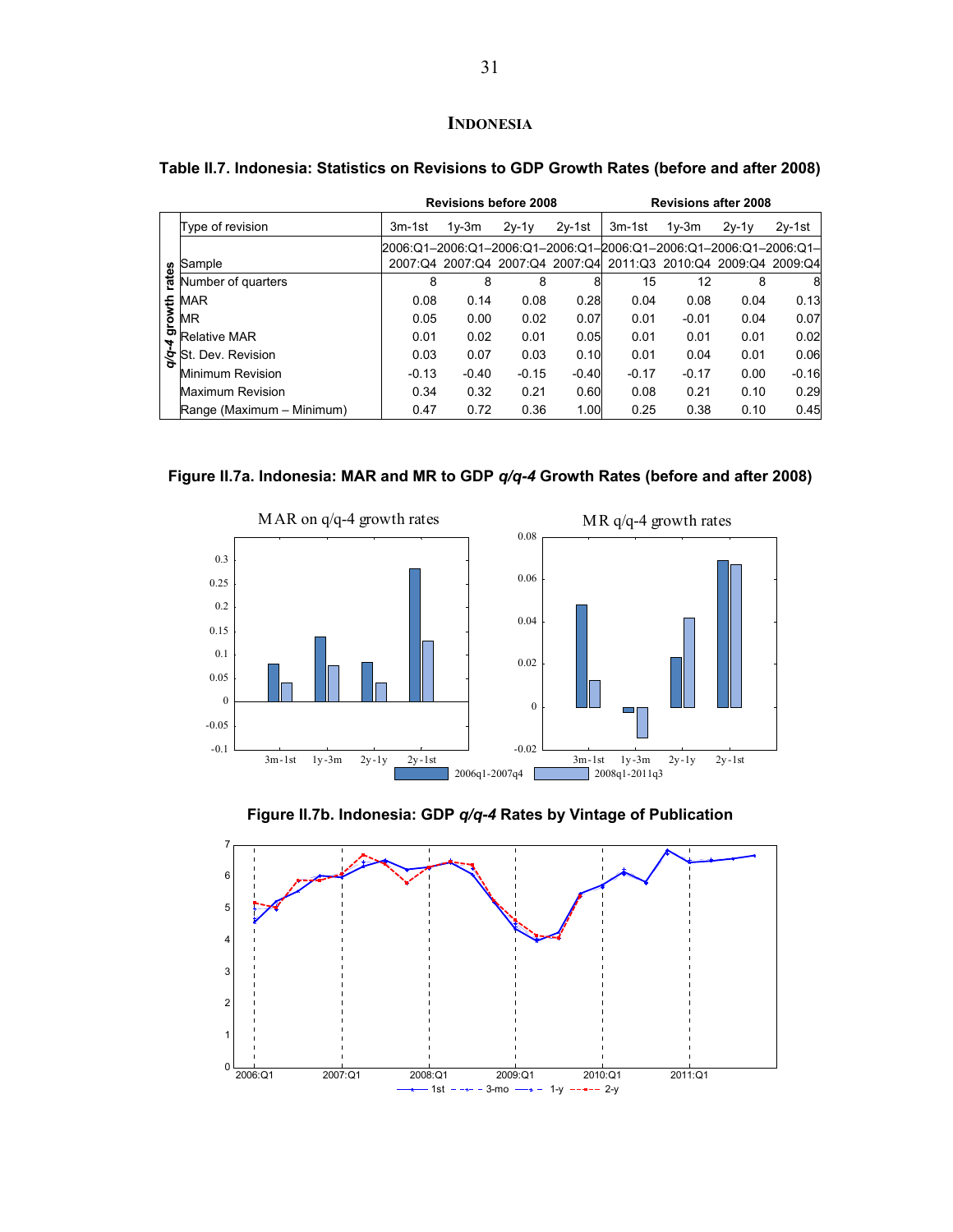## INDONESIA

**Table II.7. Indonesia: Statistics on Revisions to GDP Growth Rates (before and after 2008)**

| | | Revisions before 2008 | | | | Revisions after 2008 | | | |
|---|---|---|---|---|---|---|---|---|---|
| | Type of revision | 3m-1st | 1y-3m | 2y-1y | 2y-1st | 3m-1st | 1y-3m | 2y-1y | 2y-1st |
| *q/q-4* growth rates | Sample | 2006:Q1–2007:Q4 | 2006:Q1–2007:Q4 | 2006:Q1–2007:Q4 | 2006:Q1–2007:Q4 | 2006:Q1–2011:Q3 | 2006:Q1–2010:Q4 | 2006:Q1–2009:Q4 | 2006:Q1–2009:Q4 |
| | Number of quarters | 8 | 8 | 8 | 8 | 15 | 12 | 8 | 8 |
| | MAR | 0.08 | 0.14 | 0.08 | 0.28 | 0.04 | 0.08 | 0.04 | 0.13 |
| | MR | 0.05 | 0.00 | 0.02 | 0.07 | 0.01 | -0.01 | 0.04 | 0.07 |
| | Relative MAR | 0.01 | 0.02 | 0.01 | 0.05 | 0.01 | 0.01 | 0.01 | 0.02 |
| | St. Dev. Revision | 0.03 | 0.07 | 0.03 | 0.10 | 0.01 | 0.04 | 0.01 | 0.06 |
| | Minimum Revision | -0.13 | -0.40 | -0.15 | -0.40 | -0.17 | -0.17 | 0.00 | -0.16 |
| | Maximum Revision | 0.34 | 0.32 | 0.21 | 0.60 | 0.08 | 0.21 | 0.10 | 0.29 |
| | Range (Maximum – Minimum) | 0.47 | 0.72 | 0.36 | 1.00 | 0.25 | 0.38 | 0.10 | 0.45 |

**Figure II.7a. Indonesia: MAR and MR to GDP *q/q-4* Growth Rates (before and after 2008)**

**Figure II.7b. Indonesia: GDP *q/q-4* Rates by Vintage of Publication**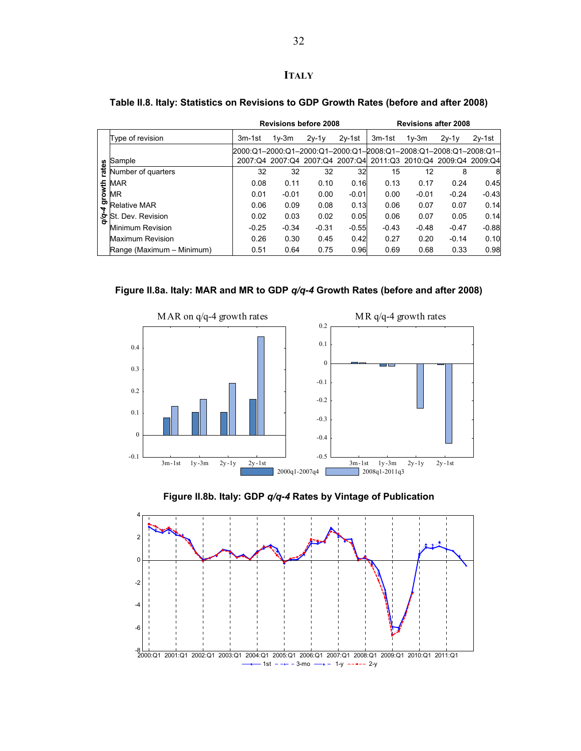# ITALY

**Table II.8. Italy: Statistics on Revisions to GDP Growth Rates (before and after 2008)**

| | | Revisions before 2008 | | | | Revisions after 2008 | | | |
|---|---|---|---|---|---|---|---|---|---|
| | Type of revision | 3m-1st | 1y-3m | 2y-1y | 2y-1st | 3m-1st | 1y-3m | 2y-1y | 2y-1st |
| *q/q-4* growth rates | Sample | 2000:Q1–2007:Q4 | 2000:Q1–2007:Q4 | 2000:Q1–2007:Q4 | 2000:Q1–2007:Q4 | 2008:Q1–2011:Q3 | 2008:Q1–2010:Q4 | 2008:Q1–2009:Q4 | 2008:Q1–2009:Q4 |
| | Number of quarters | 32 | 32 | 32 | 32 | 15 | 12 | 8 | 8 |
| | MAR | 0.08 | 0.11 | 0.10 | 0.16 | 0.13 | 0.17 | 0.24 | 0.45 |
| | MR | 0.01 | -0.01 | 0.00 | -0.01 | 0.00 | -0.01 | -0.24 | -0.43 |
| | Relative MAR | 0.06 | 0.09 | 0.08 | 0.13 | 0.06 | 0.07 | 0.07 | 0.14 |
| | St. Dev. Revision | 0.02 | 0.03 | 0.02 | 0.05 | 0.06 | 0.07 | 0.05 | 0.14 |
| | Minimum Revision | -0.25 | -0.34 | -0.31 | -0.55 | -0.43 | -0.48 | -0.47 | -0.88 |
| | Maximum Revision | 0.26 | 0.30 | 0.45 | 0.42 | 0.27 | 0.20 | -0.14 | 0.10 |
| | Range (Maximum – Minimum) | 0.51 | 0.64 | 0.75 | 0.96 | 0.69 | 0.68 | 0.33 | 0.98 |

**Figure II.8a. Italy: MAR and MR to GDP *q/q-4* Growth Rates (before and after 2008)**

**Figure II.8b. Italy: GDP *q/q-4* Rates by Vintage of Publication**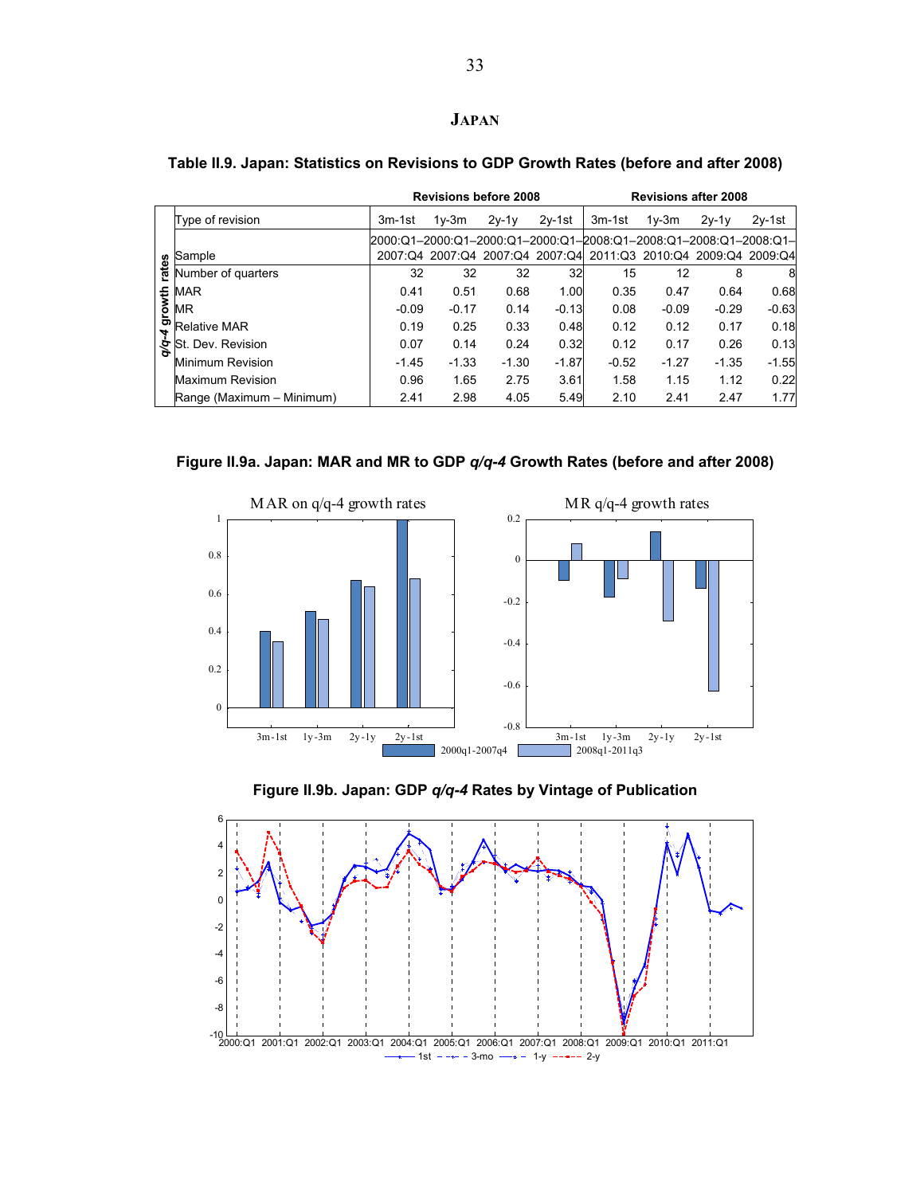## JAPAN

### Table II.9. Japan: Statistics on Revisions to GDP Growth Rates (before and after 2008)

| | | Revisions before 2008 | | | | Revisions after 2008 | | | |
|---|---|---|---|---|---|---|---|---|---|
| | Type of revision | 3m-1st | 1y-3m | 2y-1y | 2y-1st | 3m-1st | 1y-3m | 2y-1y | 2y-1st |
| *q/q-4* growth rates | Sample | 2000:Q1–2007:Q4 | 2000:Q1–2007:Q4 | 2000:Q1–2007:Q4 | 2000:Q1–2007:Q4 | 2008:Q1–2011:Q3 | 2008:Q1–2010:Q4 | 2008:Q1–2009:Q4 | 2008:Q1–2009:Q4 |
| | Number of quarters | 32 | 32 | 32 | 32 | 15 | 12 | 8 | 8 |
| | MAR | 0.41 | 0.51 | 0.68 | 1.00 | 0.35 | 0.47 | 0.64 | 0.68 |
| | MR | -0.09 | -0.17 | 0.14 | -0.13 | 0.08 | -0.09 | -0.29 | -0.63 |
| | Relative MAR | 0.19 | 0.25 | 0.33 | 0.48 | 0.12 | 0.12 | 0.17 | 0.18 |
| | St. Dev. Revision | 0.07 | 0.14 | 0.24 | 0.32 | 0.12 | 0.17 | 0.26 | 0.13 |
| | Minimum Revision | -1.45 | -1.33 | -1.30 | -1.87 | -0.52 | -1.27 | -1.35 | -1.55 |
| | Maximum Revision | 0.96 | 1.65 | 2.75 | 3.61 | 1.58 | 1.15 | 1.12 | 0.22 |
| | Range (Maximum – Minimum) | 2.41 | 2.98 | 4.05 | 5.49 | 2.10 | 2.41 | 2.47 | 1.77 |

### Figure II.9a. Japan: MAR and MR to GDP *q/q-4* Growth Rates (before and after 2008)

### Figure II.9b. Japan: GDP *q/q-4* Rates by Vintage of Publication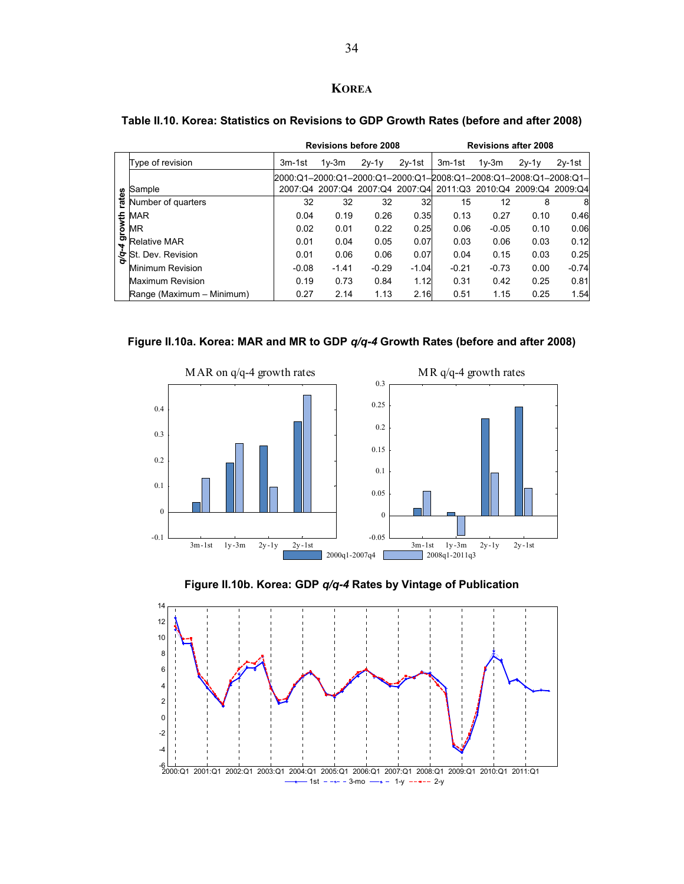# KOREA

**Table II.10. Korea: Statistics on Revisions to GDP Growth Rates (before and after 2008)**

| | | Revisions before 2008 | | | | Revisions after 2008 | | | |
|---|---|---|---|---|---|---|---|---|---|
| | Type of revision | 3m-1st | 1y-3m | 2y-1y | 2y-1st | 3m-1st | 1y-3m | 2y-1y | 2y-1st |
| *q/q-4* growth rates | Sample | 2000:Q1–2007:Q4 | 2000:Q1–2007:Q4 | 2000:Q1–2007:Q4 | 2000:Q1–2007:Q4 | 2008:Q1–2011:Q3 | 2008:Q1–2010:Q4 | 2008:Q1–2009:Q4 | 2008:Q1–2009:Q4 |
| | Number of quarters | 32 | 32 | 32 | 32 | 15 | 12 | 8 | 8 |
| | MAR | 0.04 | 0.19 | 0.26 | 0.35 | 0.13 | 0.27 | 0.10 | 0.46 |
| | MR | 0.02 | 0.01 | 0.22 | 0.25 | 0.06 | -0.05 | 0.10 | 0.06 |
| | Relative MAR | 0.01 | 0.04 | 0.05 | 0.07 | 0.03 | 0.06 | 0.03 | 0.12 |
| | St. Dev. Revision | 0.01 | 0.06 | 0.06 | 0.07 | 0.04 | 0.15 | 0.03 | 0.25 |
| | Minimum Revision | -0.08 | -1.41 | -0.29 | -1.04 | -0.21 | -0.73 | 0.00 | -0.74 |
| | Maximum Revision | 0.19 | 0.73 | 0.84 | 1.12 | 0.31 | 0.42 | 0.25 | 0.81 |
| | Range (Maximum – Minimum) | 0.27 | 2.14 | 1.13 | 2.16 | 0.51 | 1.15 | 0.25 | 1.54 |

**Figure II.10a. Korea: MAR and MR to GDP *q/q-4* Growth Rates (before and after 2008)**

**Figure II.10b. Korea: GDP *q/q-4* Rates by Vintage of Publication**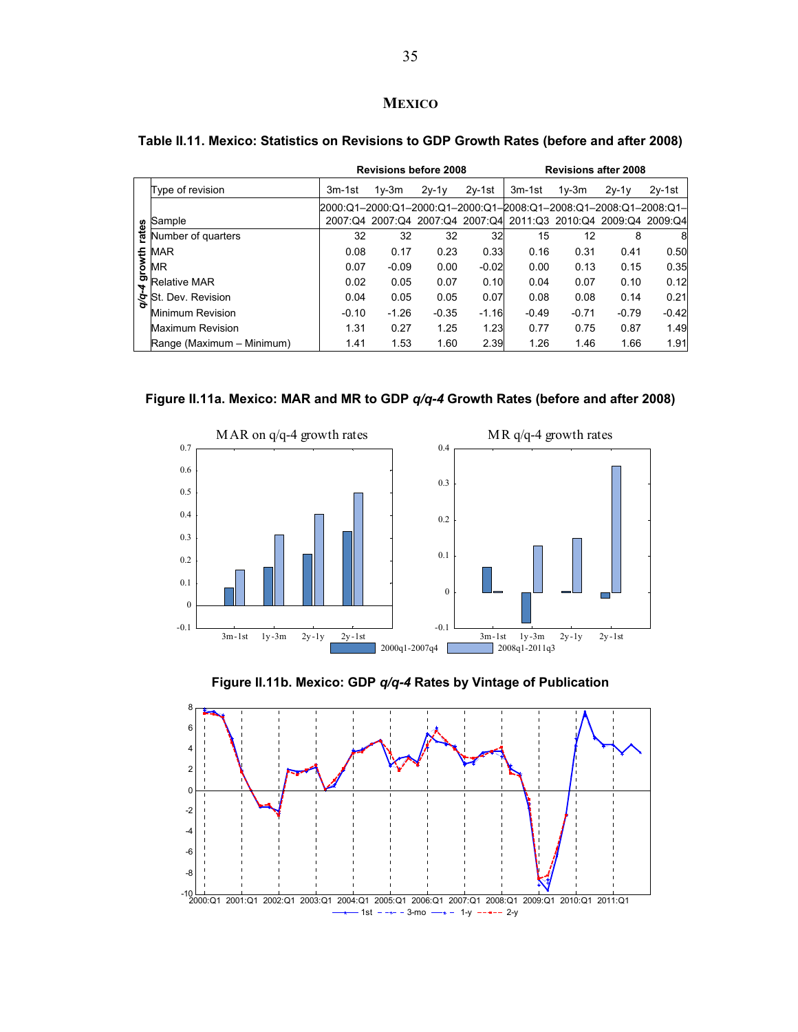## MEXICO

**Table II.11. Mexico: Statistics on Revisions to GDP Growth Rates (before and after 2008)**

| | | Revisions before 2008 | | | | Revisions after 2008 | | | |
|---|---|---|---|---|---|---|---|---|---|
| *q/q-4* growth rates | Type of revision | 3m-1st | 1y-3m | 2y-1y | 2y-1st | 3m-1st | 1y-3m | 2y-1y | 2y-1st |
| | Sample | 2000:Q1–2007:Q4 | 2000:Q1–2007:Q4 | 2000:Q1–2007:Q4 | 2000:Q1–2007:Q4 | 2008:Q1–2011:Q3 | 2008:Q1–2010:Q4 | 2008:Q1–2009:Q4 | 2008:Q1–2009:Q4 |
| | Number of quarters | 32 | 32 | 32 | 32 | 15 | 12 | 8 | 8 |
| | MAR | 0.08 | 0.17 | 0.23 | 0.33 | 0.16 | 0.31 | 0.41 | 0.50 |
| | MR | 0.07 | -0.09 | 0.00 | -0.02 | 0.00 | 0.13 | 0.15 | 0.35 |
| | Relative MAR | 0.02 | 0.05 | 0.07 | 0.10 | 0.04 | 0.07 | 0.10 | 0.12 |
| | St. Dev. Revision | 0.04 | 0.05 | 0.05 | 0.07 | 0.08 | 0.08 | 0.14 | 0.21 |
| | Minimum Revision | -0.10 | -1.26 | -0.35 | -1.16 | -0.49 | -0.71 | -0.79 | -0.42 |
| | Maximum Revision | 1.31 | 0.27 | 1.25 | 1.23 | 0.77 | 0.75 | 0.87 | 1.49 |
| | Range (Maximum – Minimum) | 1.41 | 1.53 | 1.60 | 2.39 | 1.26 | 1.46 | 1.66 | 1.91 |

**Figure II.11a. Mexico: MAR and MR to GDP *q/q-4* Growth Rates (before and after 2008)**

**Figure II.11b. Mexico: GDP *q/q-4* Rates by Vintage of Publication**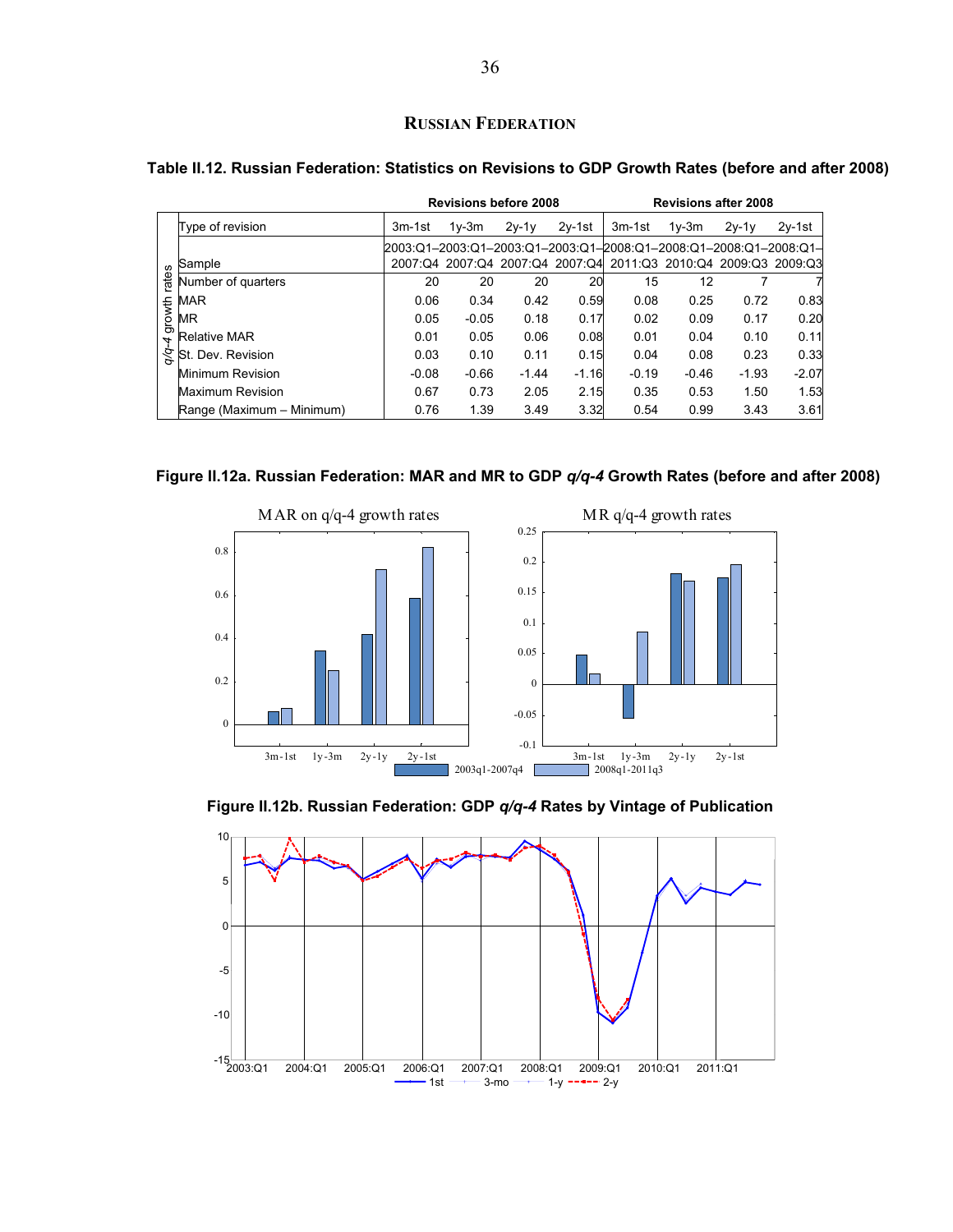## RUSSIAN FEDERATION

**Table II.12. Russian Federation: Statistics on Revisions to GDP Growth Rates (before and after 2008)**

| | | Revisions before 2008 | | | | Revisions after 2008 | | | |
|---|---|---|---|---|---|---|---|---|---|
| | Type of revision | 3m-1st | 1y-3m | 2y-1y | 2y-1st | 3m-1st | 1y-3m | 2y-1y | 2y-1st |
| *q/q-4* growth rates | Sample | 2003:Q1–2007:Q4 | 2003:Q1–2007:Q4 | 2003:Q1–2007:Q4 | 2003:Q1–2007:Q4 | 2008:Q1–2011:Q3 | 2008:Q1–2010:Q4 | 2008:Q1–2009:Q3 | 2008:Q1–2009:Q3 |
| | Number of quarters | 20 | 20 | 20 | 20 | 15 | 12 | 7 | 7 |
| | MAR | 0.06 | 0.34 | 0.42 | 0.59 | 0.08 | 0.25 | 0.72 | 0.83 |
| | MR | 0.05 | -0.05 | 0.18 | 0.17 | 0.02 | 0.09 | 0.17 | 0.20 |
| | Relative MAR | 0.01 | 0.05 | 0.06 | 0.08 | 0.01 | 0.04 | 0.10 | 0.11 |
| | St. Dev. Revision | 0.03 | 0.10 | 0.11 | 0.15 | 0.04 | 0.08 | 0.23 | 0.33 |
| | Minimum Revision | -0.08 | -0.66 | -1.44 | -1.16 | -0.19 | -0.46 | -1.93 | -2.07 |
| | Maximum Revision | 0.67 | 0.73 | 2.05 | 2.15 | 0.35 | 0.53 | 1.50 | 1.53 |
| | Range (Maximum – Minimum) | 0.76 | 1.39 | 3.49 | 3.32 | 0.54 | 0.99 | 3.43 | 3.61 |

**Figure II.12a. Russian Federation: MAR and MR to GDP *q/q-4* Growth Rates (before and after 2008)**

**Figure II.12b. Russian Federation: GDP *q/q-4* Rates by Vintage of Publication**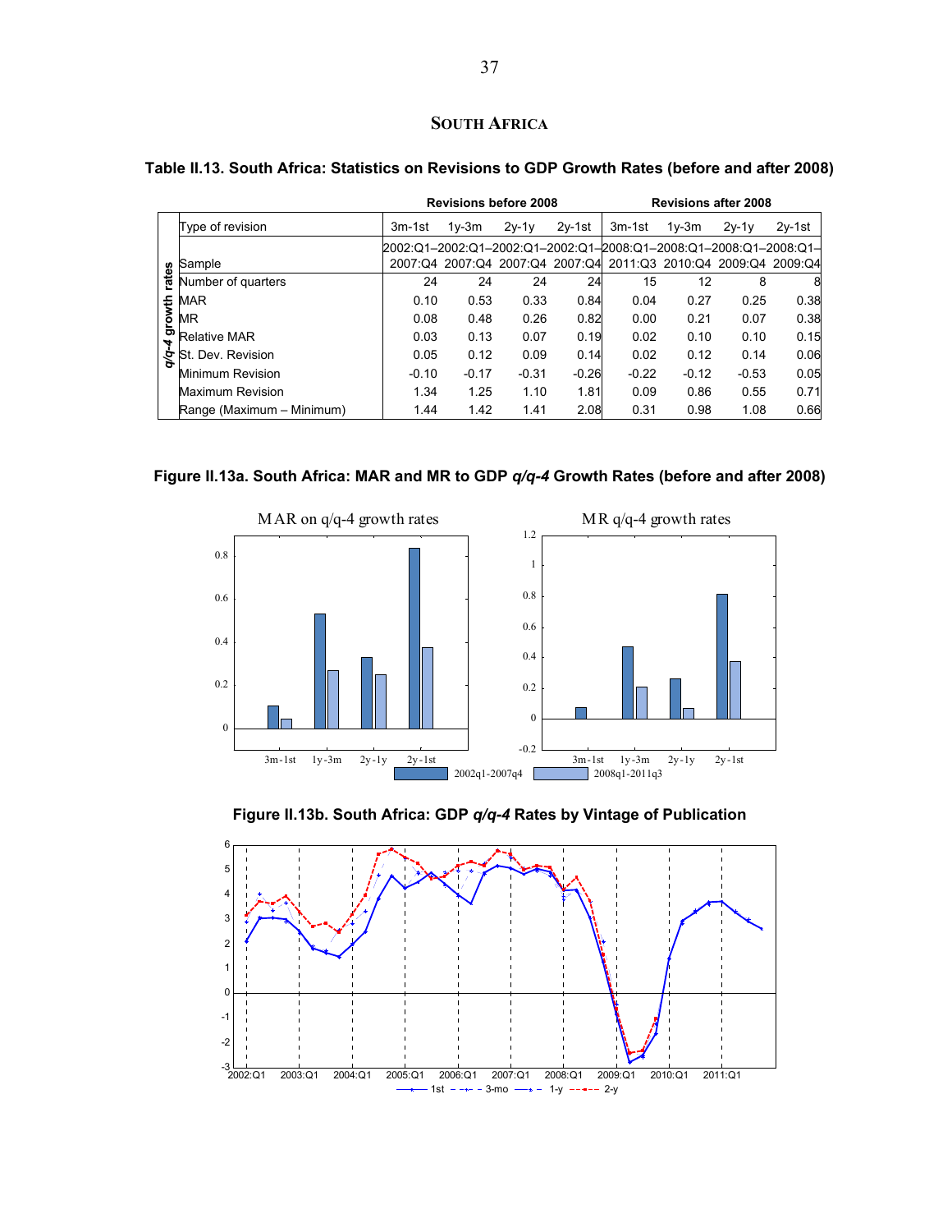## South Africa

**Table II.13. South Africa: Statistics on Revisions to GDP Growth Rates (before and after 2008)**

| | | Revisions before 2008 | | | | Revisions after 2008 | | | |
|---|---|---|---|---|---|---|---|---|---|
| | Type of revision | 3m-1st | 1y-3m | 2y-1y | 2y-1st | 3m-1st | 1y-3m | 2y-1y | 2y-1st |
| *q/q-4* growth rates | Sample | 2002:Q1–2007:Q4 | 2002:Q1–2007:Q4 | 2002:Q1–2007:Q4 | 2002:Q1–2007:Q4 | 2008:Q1–2011:Q3 | 2008:Q1–2010:Q4 | 2008:Q1–2009:Q4 | 2008:Q1–2009:Q4 |
| | Number of quarters | 24 | 24 | 24 | 24 | 15 | 12 | 8 | 8 |
| | MAR | 0.10 | 0.53 | 0.33 | 0.84 | 0.04 | 0.27 | 0.25 | 0.38 |
| | MR | 0.08 | 0.48 | 0.26 | 0.82 | 0.00 | 0.21 | 0.07 | 0.38 |
| | Relative MAR | 0.03 | 0.13 | 0.07 | 0.19 | 0.02 | 0.10 | 0.10 | 0.15 |
| | St. Dev. Revision | 0.05 | 0.12 | 0.09 | 0.14 | 0.02 | 0.12 | 0.14 | 0.06 |
| | Minimum Revision | -0.10 | -0.17 | -0.31 | -0.26 | -0.22 | -0.12 | -0.53 | 0.05 |
| | Maximum Revision | 1.34 | 1.25 | 1.10 | 1.81 | 0.09 | 0.86 | 0.55 | 0.71 |
| | Range (Maximum – Minimum) | 1.44 | 1.42 | 1.41 | 2.08 | 0.31 | 0.98 | 1.08 | 0.66 |

**Figure II.13a. South Africa: MAR and MR to GDP *q/q-4* Growth Rates (before and after 2008)**

**Figure II.13b. South Africa: GDP *q/q-4* Rates by Vintage of Publication**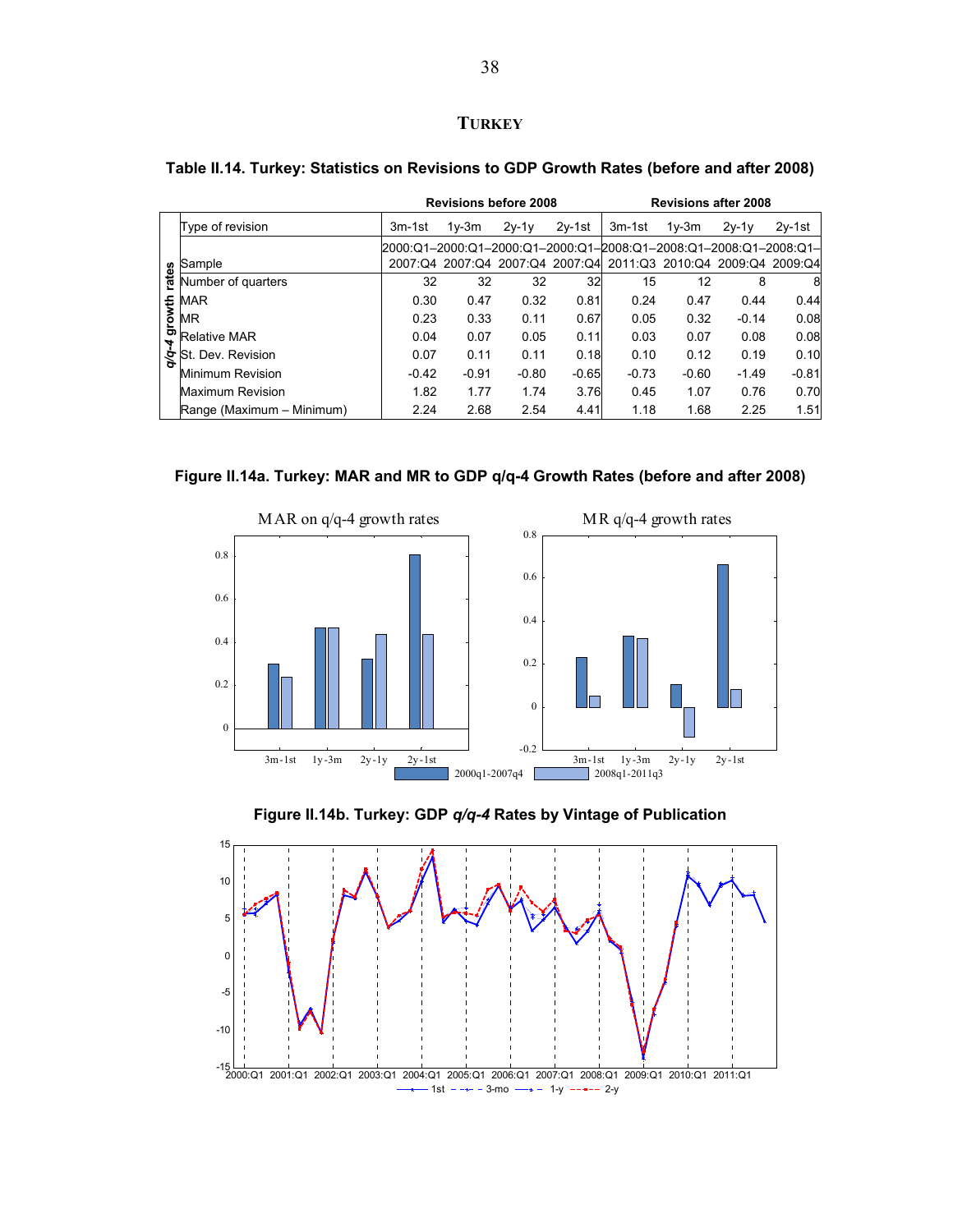## TURKEY

### Table II.14. Turkey: Statistics on Revisions to GDP Growth Rates (before and after 2008)

| | | Revisions before 2008 | | | | Revisions after 2008 | | | |
|---|---|---|---|---|---|---|---|---|---|
| | Type of revision | 3m-1st | 1y-3m | 2y-1y | 2y-1st | 3m-1st | 1y-3m | 2y-1y | 2y-1st |
| *q/q-4* growth rates | Sample | 2000:Q1–2007:Q4 | 2000:Q1–2007:Q4 | 2000:Q1–2007:Q4 | 2000:Q1–2007:Q4 | 2008:Q1–2011:Q3 | 2008:Q1–2010:Q4 | 2008:Q1–2009:Q4 | 2008:Q1–2009:Q4 |
| | Number of quarters | 32 | 32 | 32 | 32 | 15 | 12 | 8 | 8 |
| | MAR | 0.30 | 0.47 | 0.32 | 0.81 | 0.24 | 0.47 | 0.44 | 0.44 |
| | MR | 0.23 | 0.33 | 0.11 | 0.67 | 0.05 | 0.32 | -0.14 | 0.08 |
| | Relative MAR | 0.04 | 0.07 | 0.05 | 0.11 | 0.03 | 0.07 | 0.08 | 0.08 |
| | St. Dev. Revision | 0.07 | 0.11 | 0.11 | 0.18 | 0.10 | 0.12 | 0.19 | 0.10 |
| | Minimum Revision | -0.42 | -0.91 | -0.80 | -0.65 | -0.73 | -0.60 | -1.49 | -0.81 |
| | Maximum Revision | 1.82 | 1.77 | 1.74 | 3.76 | 0.45 | 1.07 | 0.76 | 0.70 |
| | Range (Maximum – Minimum) | 2.24 | 2.68 | 2.54 | 4.41 | 1.18 | 1.68 | 2.25 | 1.51 |

### Figure II.14a. Turkey: MAR and MR to GDP q/q-4 Growth Rates (before and after 2008)

### Figure II.14b. Turkey: GDP *q/q-4* Rates by Vintage of Publication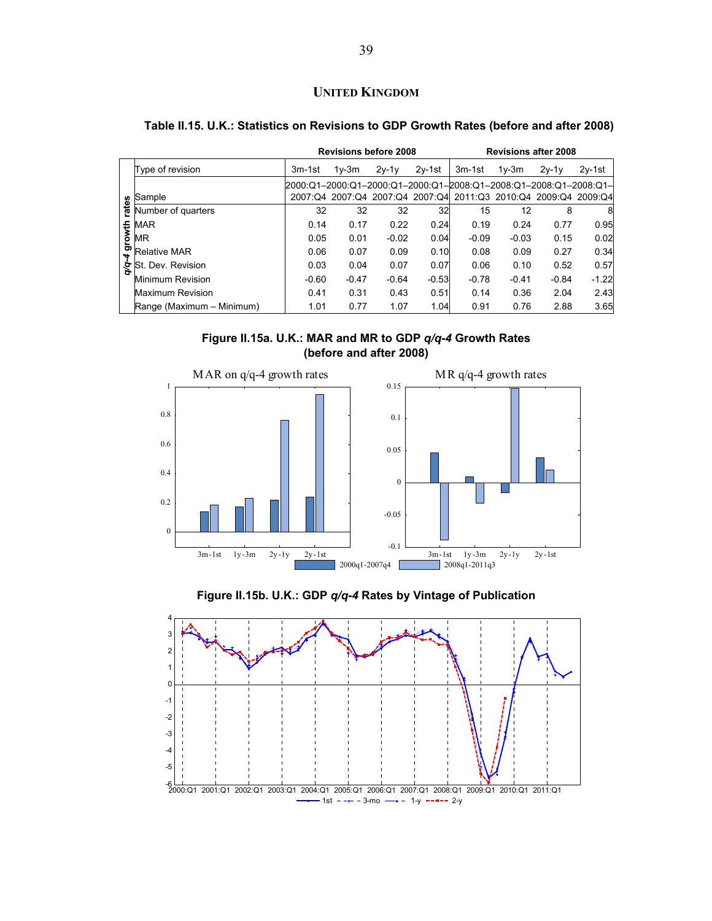## United Kingdom

**Table II.15. U.K.: Statistics on Revisions to GDP Growth Rates (before and after 2008)**

| | | Revisions before 2008 | | | | Revisions after 2008 | | | |
|---|---|---|---|---|---|---|---|---|---|
| | Type of revision | 3m-1st | 1y-3m | 2y-1y | 2y-1st | 3m-1st | 1y-3m | 2y-1y | 2y-1st |
| *q/q-4* growth rates | Sample | 2000:Q1–2007:Q4 | 2000:Q1–2007:Q4 | 2000:Q1–2007:Q4 | 2000:Q1–2007:Q4 | 2008:Q1–2011:Q3 | 2008:Q1–2010:Q4 | 2008:Q1–2009:Q4 | 2008:Q1–2009:Q4 |
| | Number of quarters | 32 | 32 | 32 | 32 | 15 | 12 | 8 | 8 |
| | MAR | 0.14 | 0.17 | 0.22 | 0.24 | 0.19 | 0.24 | 0.77 | 0.95 |
| | MR | 0.05 | 0.01 | -0.02 | 0.04 | -0.09 | -0.03 | 0.15 | 0.02 |
| | Relative MAR | 0.06 | 0.07 | 0.09 | 0.10 | 0.08 | 0.09 | 0.27 | 0.34 |
| | St. Dev. Revision | 0.03 | 0.04 | 0.07 | 0.07 | 0.06 | 0.10 | 0.52 | 0.57 |
| | Minimum Revision | -0.60 | -0.47 | -0.64 | -0.53 | -0.78 | -0.41 | -0.84 | -1.22 |
| | Maximum Revision | 0.41 | 0.31 | 0.43 | 0.51 | 0.14 | 0.36 | 2.04 | 2.43 |
| | Range (Maximum – Minimum) | 1.01 | 0.77 | 1.07 | 1.04 | 0.91 | 0.76 | 2.88 | 3.65 |

**Figure II.15a. U.K.: MAR and MR to GDP *q/q-4* Growth Rates (before and after 2008)**

**Figure II.15b. U.K.: GDP *q/q-4* Rates by Vintage of Publication**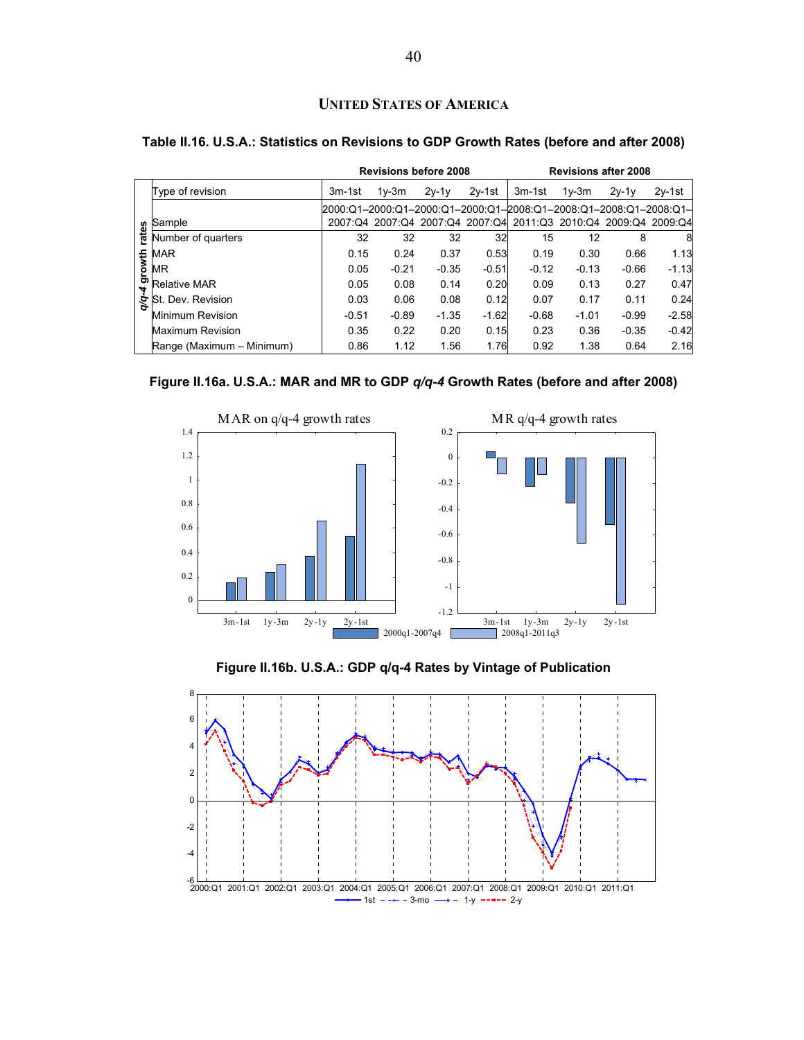## UNITED STATES OF AMERICA

**Table II.16. U.S.A.: Statistics on Revisions to GDP Growth Rates (before and after 2008)**

| | | Revisions before 2008 | | | | Revisions after 2008 | | | |
|---|---|---|---|---|---|---|---|---|---|
| | Type of revision | 3m-1st | 1y-3m | 2y-1y | 2y-1st | 3m-1st | 1y-3m | 2y-1y | 2y-1st |
| *q/q-4* growth rates | Sample | 2000:Q1–2007:Q4 | 2000:Q1–2007:Q4 | 2000:Q1–2007:Q4 | 2000:Q1–2007:Q4 | 2008:Q1–2011:Q3 | 2008:Q1–2010:Q4 | 2008:Q1–2009:Q4 | 2008:Q1–2009:Q4 |
| | Number of quarters | 32 | 32 | 32 | 32 | 15 | 12 | 8 | 8 |
| | MAR | 0.15 | 0.24 | 0.37 | 0.53 | 0.19 | 0.30 | 0.66 | 1.13 |
| | MR | 0.05 | -0.21 | -0.35 | -0.51 | -0.12 | -0.13 | -0.66 | -1.13 |
| | Relative MAR | 0.05 | 0.08 | 0.14 | 0.20 | 0.09 | 0.13 | 0.27 | 0.47 |
| | St. Dev. Revision | 0.03 | 0.06 | 0.08 | 0.12 | 0.07 | 0.17 | 0.11 | 0.24 |
| | Minimum Revision | -0.51 | -0.89 | -1.35 | -1.62 | -0.68 | -1.01 | -0.99 | -2.58 |
| | Maximum Revision | 0.35 | 0.22 | 0.20 | 0.15 | 0.23 | 0.36 | -0.35 | -0.42 |
| | Range (Maximum – Minimum) | 0.86 | 1.12 | 1.56 | 1.76 | 0.92 | 1.38 | 0.64 | 2.16 |

**Figure II.16a. U.S.A.: MAR and MR to GDP *q/q-4* Growth Rates (before and after 2008)**

**Figure II.16b. U.S.A.: GDP q/q-4 Rates by Vintage of Publication**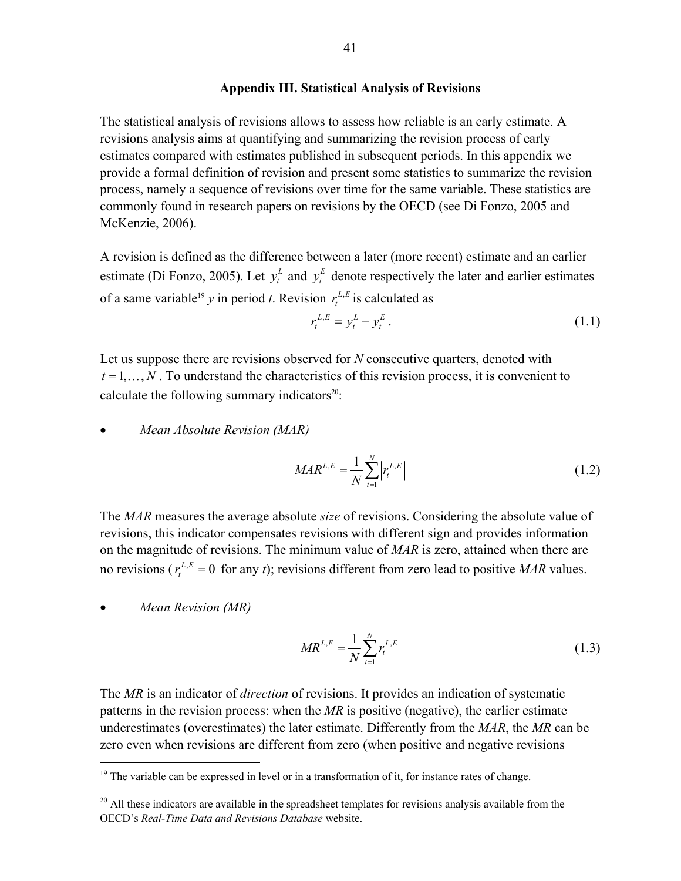## Appendix III. Statistical Analysis of Revisions

The statistical analysis of revisions allows to assess how reliable is an early estimate. A revisions analysis aims at quantifying and summarizing the revision process of early estimates compared with estimates published in subsequent periods. In this appendix we provide a formal definition of revision and present some statistics to summarize the revision process, namely a sequence of revisions over time for the same variable. These statistics are commonly found in research papers on revisions by the OECD (see Di Fonzo, 2005 and McKenzie, 2006).

A revision is defined as the difference between a later (more recent) estimate and an earlier estimate (Di Fonzo, 2005). Let $y_t^L$ and $y_t^E$ denote respectively the later and earlier estimates of a same variable[19] $y$ in period $t$. Revision $r_t^{L,E}$ is calculated as

$$r_t^{L,E} = y_t^L - y_t^E \,. \tag{1.1}$$

Let us suppose there are revisions observed for $N$ consecutive quarters, denoted with $t = 1, \ldots, N$. To understand the characteristics of this revision process, it is convenient to calculate the following summary indicators[20]:

- *Mean Absolute Revision (MAR)*

$$MAR^{L,E} = \frac{1}{N}\sum_{t=1}^{N}\left|r_t^{L,E}\right| \tag{1.2}$$

The *MAR* measures the average absolute *size* of revisions. Considering the absolute value of revisions, this indicator compensates revisions with different sign and provides information on the magnitude of revisions. The minimum value of *MAR* is zero, attained when there are no revisions ($r_t^{L,E} = 0$ for any $t$); revisions different from zero lead to positive *MAR* values.

- *Mean Revision (MR)*

$$MR^{L,E} = \frac{1}{N}\sum_{t=1}^{N} r_t^{L,E} \tag{1.3}$$

The *MR* is an indicator of *direction* of revisions. It provides an indication of systematic patterns in the revision process: when the *MR* is positive (negative), the earlier estimate underestimates (overestimates) the later estimate. Differently from the *MAR*, the *MR* can be zero even when revisions are different from zero (when positive and negative revisions

---

[19] The variable can be expressed in level or in a transformation of it, for instance rates of change.

[20] All these indicators are available in the spreadsheet templates for revisions analysis available from the OECD's *Real-Time Data and Revisions Database* website.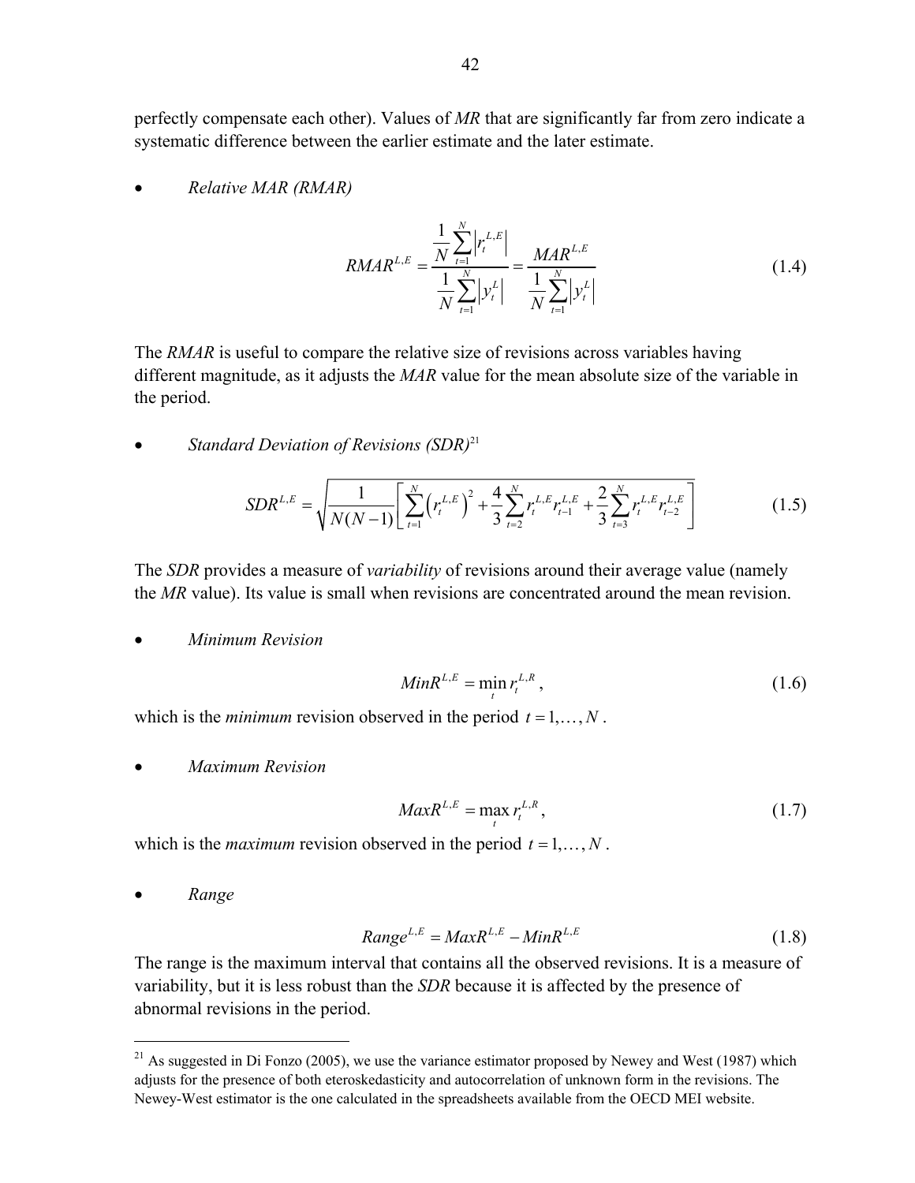perfectly compensate each other). Values of *MR* that are significantly far from zero indicate a systematic difference between the earlier estimate and the later estimate.

- *Relative MAR (RMAR)*

$$RMAR^{L,E} = \frac{\frac{1}{N}\sum_{t=1}^{N}\left|r_t^{L,E}\right|}{\frac{1}{N}\sum_{t=1}^{N}\left|y_t^{L}\right|} = \frac{MAR^{L,E}}{\frac{1}{N}\sum_{t=1}^{N}\left|y_t^{L}\right|} \tag{1.4}$$

The *RMAR* is useful to compare the relative size of revisions across variables having different magnitude, as it adjusts the *MAR* value for the mean absolute size of the variable in the period.

- *Standard Deviation of Revisions (SDR)*[21]

$$SDR^{L,E} = \sqrt{\frac{1}{N(N-1)}\left[\sum_{t=1}^{N}\left(r_t^{L,E}\right)^2 + \frac{4}{3}\sum_{t=2}^{N}r_t^{L,E}r_{t-1}^{L,E} + \frac{2}{3}\sum_{t=3}^{N}r_t^{L,E}r_{t-2}^{L,E}\right]} \tag{1.5}$$

The *SDR* provides a measure of *variability* of revisions around their average value (namely the *MR* value). Its value is small when revisions are concentrated around the mean revision.

- *Minimum Revision*

$$MinR^{L,E} = \min_t r_t^{L,R}, \tag{1.6}$$

which is the *minimum* revision observed in the period $t = 1,\ldots,N$.

- *Maximum Revision*

$$MaxR^{L,E} = \max_t r_t^{L,R}, \tag{1.7}$$

which is the *maximum* revision observed in the period $t = 1,\ldots,N$.

- *Range*

$$Range^{L,E} = MaxR^{L,E} - MinR^{L,E} \tag{1.8}$$

The range is the maximum interval that contains all the observed revisions. It is a measure of variability, but it is less robust than the *SDR* because it is affected by the presence of abnormal revisions in the period.

---

[21] As suggested in Di Fonzo (2005), we use the variance estimator proposed by Newey and West (1987) which adjusts for the presence of both eteroskedasticity and autocorrelation of unknown form in the revisions. The Newey-West estimator is the one calculated in the spreadsheets available from the OECD MEI website.